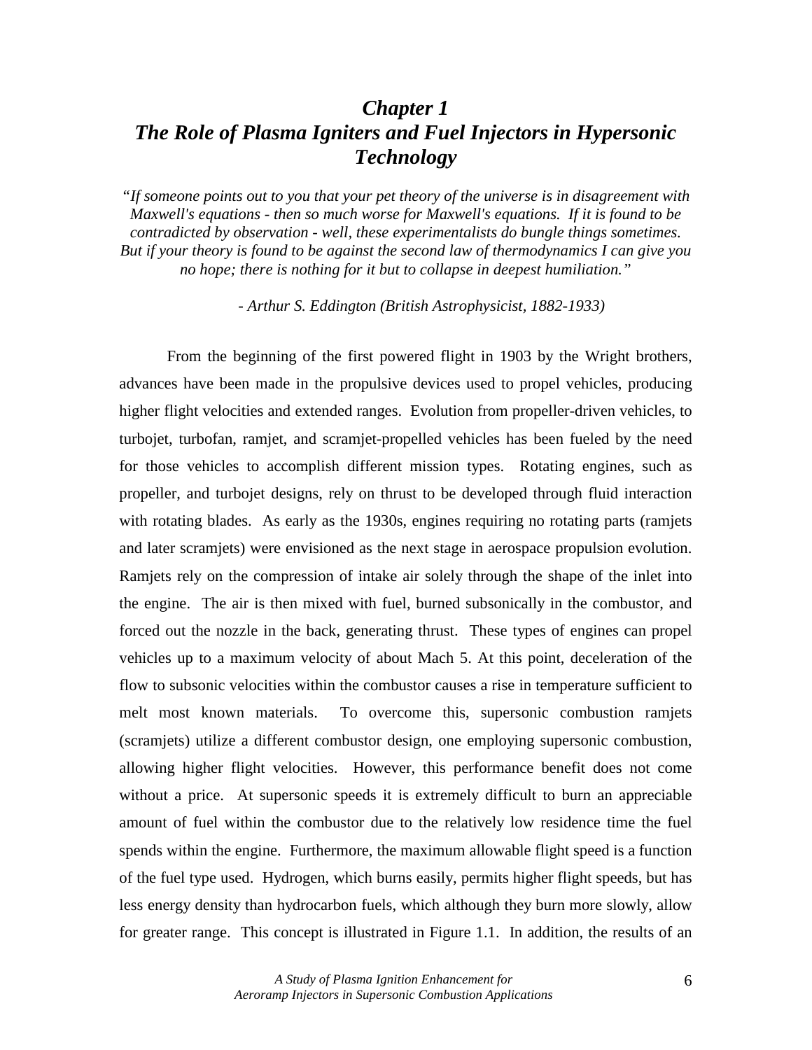# *Chapter 1*
# *The Role of Plasma Igniters and Fuel Injectors in Hypersonic Technology*

*"If someone points out to you that your pet theory of the universe is in disagreement with Maxwell's equations - then so much worse for Maxwell's equations. If it is found to be contradicted by observation - well, these experimentalists do bungle things sometimes. But if your theory is found to be against the second law of thermodynamics I can give you no hope; there is nothing for it but to collapse in deepest humiliation."*

*- Arthur S. Eddington (British Astrophysicist, 1882-1933)*

From the beginning of the first powered flight in 1903 by the Wright brothers, advances have been made in the propulsive devices used to propel vehicles, producing higher flight velocities and extended ranges. Evolution from propeller-driven vehicles, to turbojet, turbofan, ramjet, and scramjet-propelled vehicles has been fueled by the need for those vehicles to accomplish different mission types. Rotating engines, such as propeller, and turbojet designs, rely on thrust to be developed through fluid interaction with rotating blades. As early as the 1930s, engines requiring no rotating parts (ramjets and later scramjets) were envisioned as the next stage in aerospace propulsion evolution. Ramjets rely on the compression of intake air solely through the shape of the inlet into the engine. The air is then mixed with fuel, burned subsonically in the combustor, and forced out the nozzle in the back, generating thrust. These types of engines can propel vehicles up to a maximum velocity of about Mach 5. At this point, deceleration of the flow to subsonic velocities within the combustor causes a rise in temperature sufficient to melt most known materials. To overcome this, supersonic combustion ramjets (scramjets) utilize a different combustor design, one employing supersonic combustion, allowing higher flight velocities. However, this performance benefit does not come without a price. At supersonic speeds it is extremely difficult to burn an appreciable amount of fuel within the combustor due to the relatively low residence time the fuel spends within the engine. Furthermore, the maximum allowable flight speed is a function of the fuel type used. Hydrogen, which burns easily, permits higher flight speeds, but has less energy density than hydrocarbon fuels, which although they burn more slowly, allow for greater range. This concept is illustrated in Figure 1.1. In addition, the results of an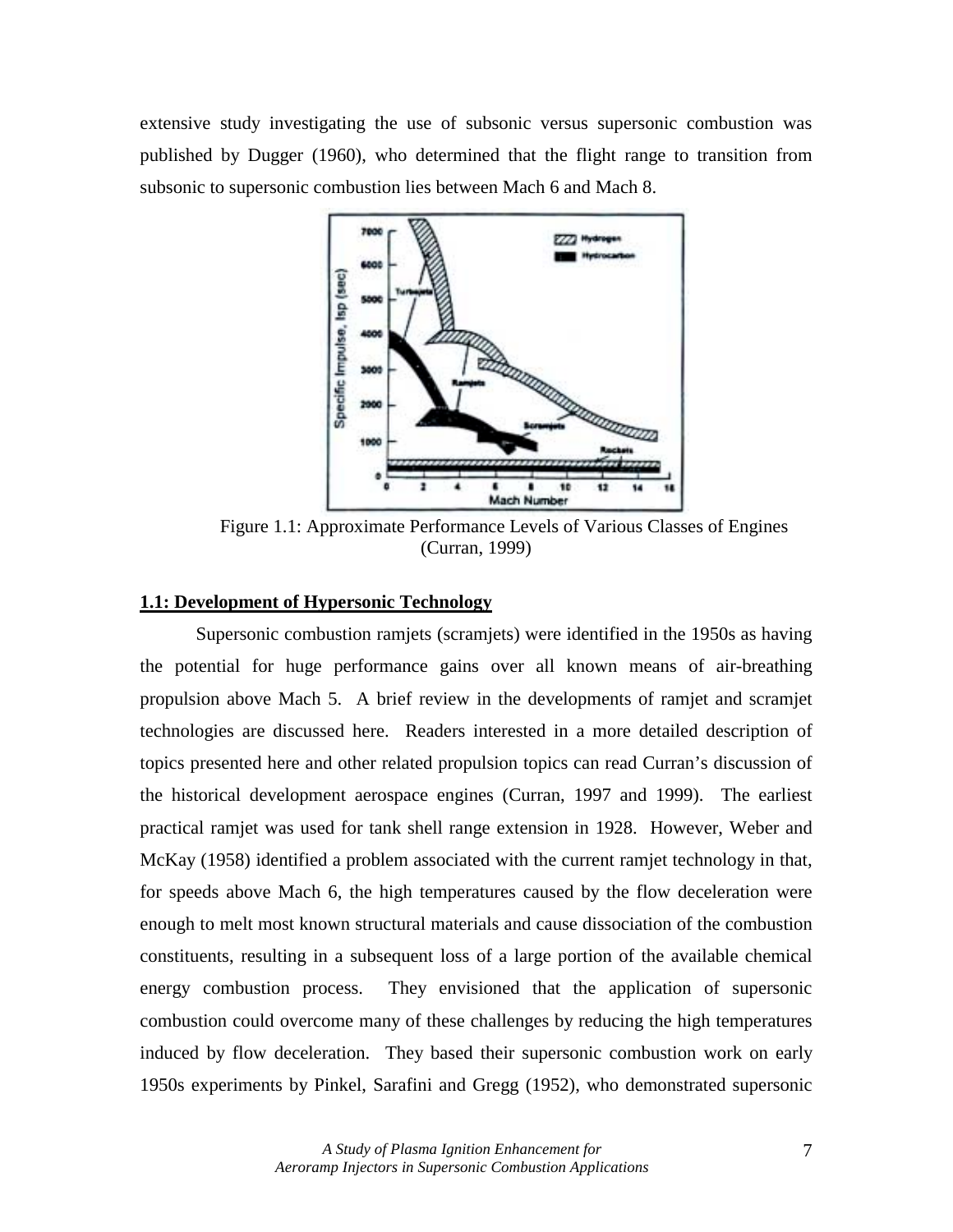extensive study investigating the use of subsonic versus supersonic combustion was published by Dugger (1960), who determined that the flight range to transition from subsonic to supersonic combustion lies between Mach 6 and Mach 8.

Figure 1.1: Approximate Performance Levels of Various Classes of Engines (Curran, 1999)

## 1.1: Development of Hypersonic Technology

Supersonic combustion ramjets (scramjets) were identified in the 1950s as having the potential for huge performance gains over all known means of air-breathing propulsion above Mach 5. A brief review in the developments of ramjet and scramjet technologies are discussed here. Readers interested in a more detailed description of topics presented here and other related propulsion topics can read Curran's discussion of the historical development aerospace engines (Curran, 1997 and 1999). The earliest practical ramjet was used for tank shell range extension in 1928. However, Weber and McKay (1958) identified a problem associated with the current ramjet technology in that, for speeds above Mach 6, the high temperatures caused by the flow deceleration were enough to melt most known structural materials and cause dissociation of the combustion constituents, resulting in a subsequent loss of a large portion of the available chemical energy combustion process. They envisioned that the application of supersonic combustion could overcome many of these challenges by reducing the high temperatures induced by flow deceleration. They based their supersonic combustion work on early 1950s experiments by Pinkel, Sarafini and Gregg (1952), who demonstrated supersonic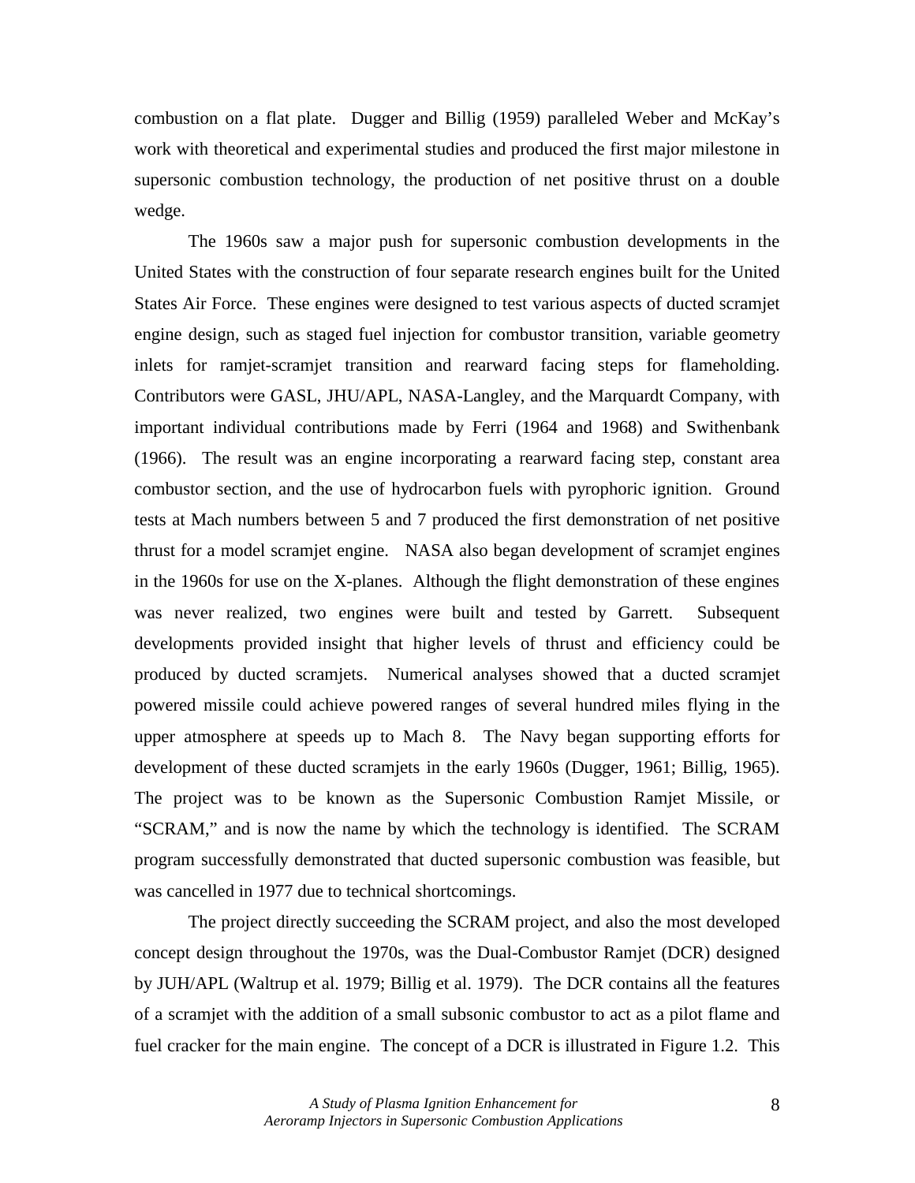combustion on a flat plate. Dugger and Billig (1959) paralleled Weber and McKay's work with theoretical and experimental studies and produced the first major milestone in supersonic combustion technology, the production of net positive thrust on a double wedge.

The 1960s saw a major push for supersonic combustion developments in the United States with the construction of four separate research engines built for the United States Air Force. These engines were designed to test various aspects of ducted scramjet engine design, such as staged fuel injection for combustor transition, variable geometry inlets for ramjet-scramjet transition and rearward facing steps for flameholding. Contributors were GASL, JHU/APL, NASA-Langley, and the Marquardt Company, with important individual contributions made by Ferri (1964 and 1968) and Swithenbank (1966). The result was an engine incorporating a rearward facing step, constant area combustor section, and the use of hydrocarbon fuels with pyrophoric ignition. Ground tests at Mach numbers between 5 and 7 produced the first demonstration of net positive thrust for a model scramjet engine. NASA also began development of scramjet engines in the 1960s for use on the X-planes. Although the flight demonstration of these engines was never realized, two engines were built and tested by Garrett. Subsequent developments provided insight that higher levels of thrust and efficiency could be produced by ducted scramjets. Numerical analyses showed that a ducted scramjet powered missile could achieve powered ranges of several hundred miles flying in the upper atmosphere at speeds up to Mach 8. The Navy began supporting efforts for development of these ducted scramjets in the early 1960s (Dugger, 1961; Billig, 1965). The project was to be known as the Supersonic Combustion Ramjet Missile, or "SCRAM," and is now the name by which the technology is identified. The SCRAM program successfully demonstrated that ducted supersonic combustion was feasible, but was cancelled in 1977 due to technical shortcomings.

The project directly succeeding the SCRAM project, and also the most developed concept design throughout the 1970s, was the Dual-Combustor Ramjet (DCR) designed by JUH/APL (Waltrup et al. 1979; Billig et al. 1979). The DCR contains all the features of a scramjet with the addition of a small subsonic combustor to act as a pilot flame and fuel cracker for the main engine. The concept of a DCR is illustrated in Figure 1.2. This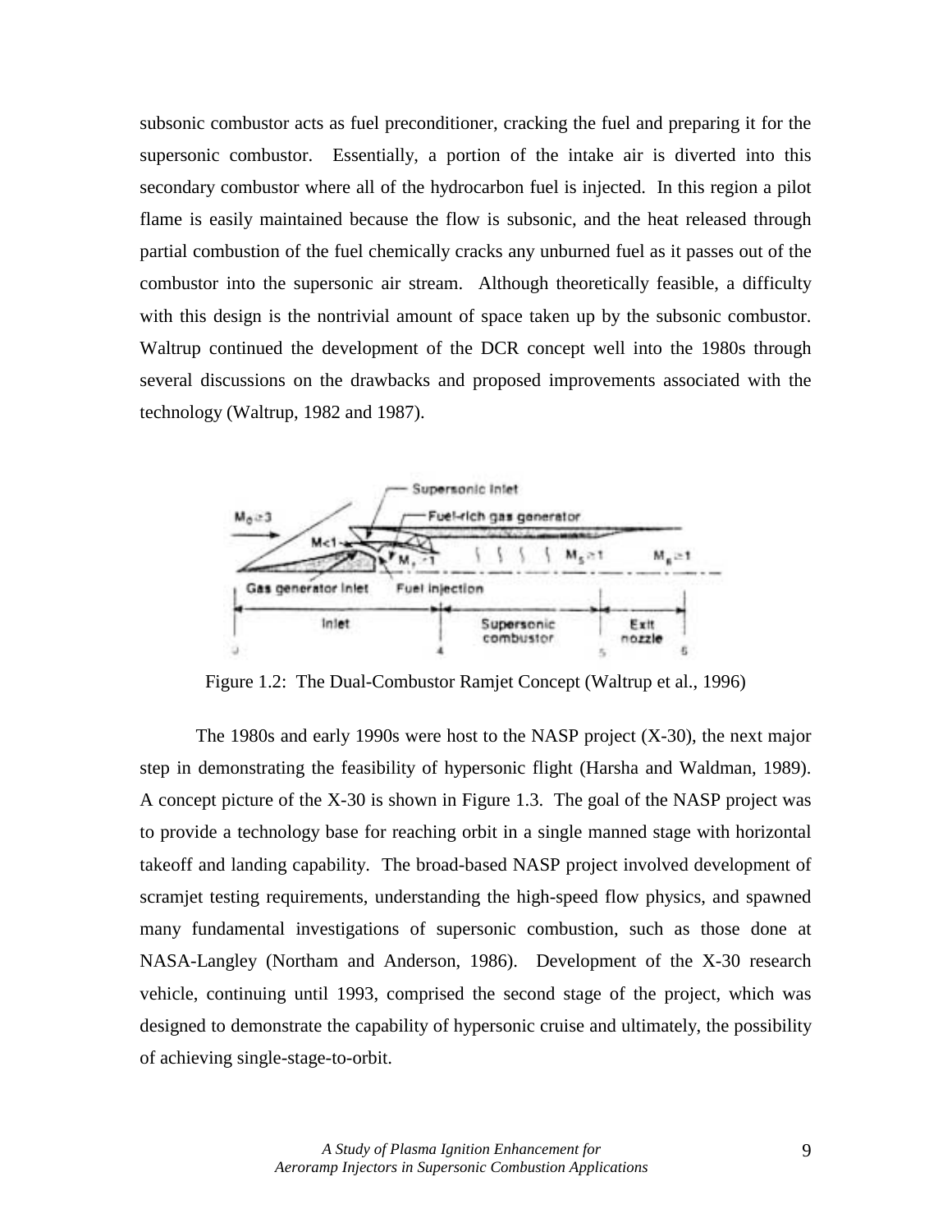subsonic combustor acts as fuel preconditioner, cracking the fuel and preparing it for the supersonic combustor. Essentially, a portion of the intake air is diverted into this secondary combustor where all of the hydrocarbon fuel is injected. In this region a pilot flame is easily maintained because the flow is subsonic, and the heat released through partial combustion of the fuel chemically cracks any unburned fuel as it passes out of the combustor into the supersonic air stream. Although theoretically feasible, a difficulty with this design is the nontrivial amount of space taken up by the subsonic combustor. Waltrup continued the development of the DCR concept well into the 1980s through several discussions on the drawbacks and proposed improvements associated with the technology (Waltrup, 1982 and 1987).

Figure 1.2: The Dual-Combustor Ramjet Concept (Waltrup et al., 1996)

The 1980s and early 1990s were host to the NASP project (X-30), the next major step in demonstrating the feasibility of hypersonic flight (Harsha and Waldman, 1989). A concept picture of the X-30 is shown in Figure 1.3. The goal of the NASP project was to provide a technology base for reaching orbit in a single manned stage with horizontal takeoff and landing capability. The broad-based NASP project involved development of scramjet testing requirements, understanding the high-speed flow physics, and spawned many fundamental investigations of supersonic combustion, such as those done at NASA-Langley (Northam and Anderson, 1986). Development of the X-30 research vehicle, continuing until 1993, comprised the second stage of the project, which was designed to demonstrate the capability of hypersonic cruise and ultimately, the possibility of achieving single-stage-to-orbit.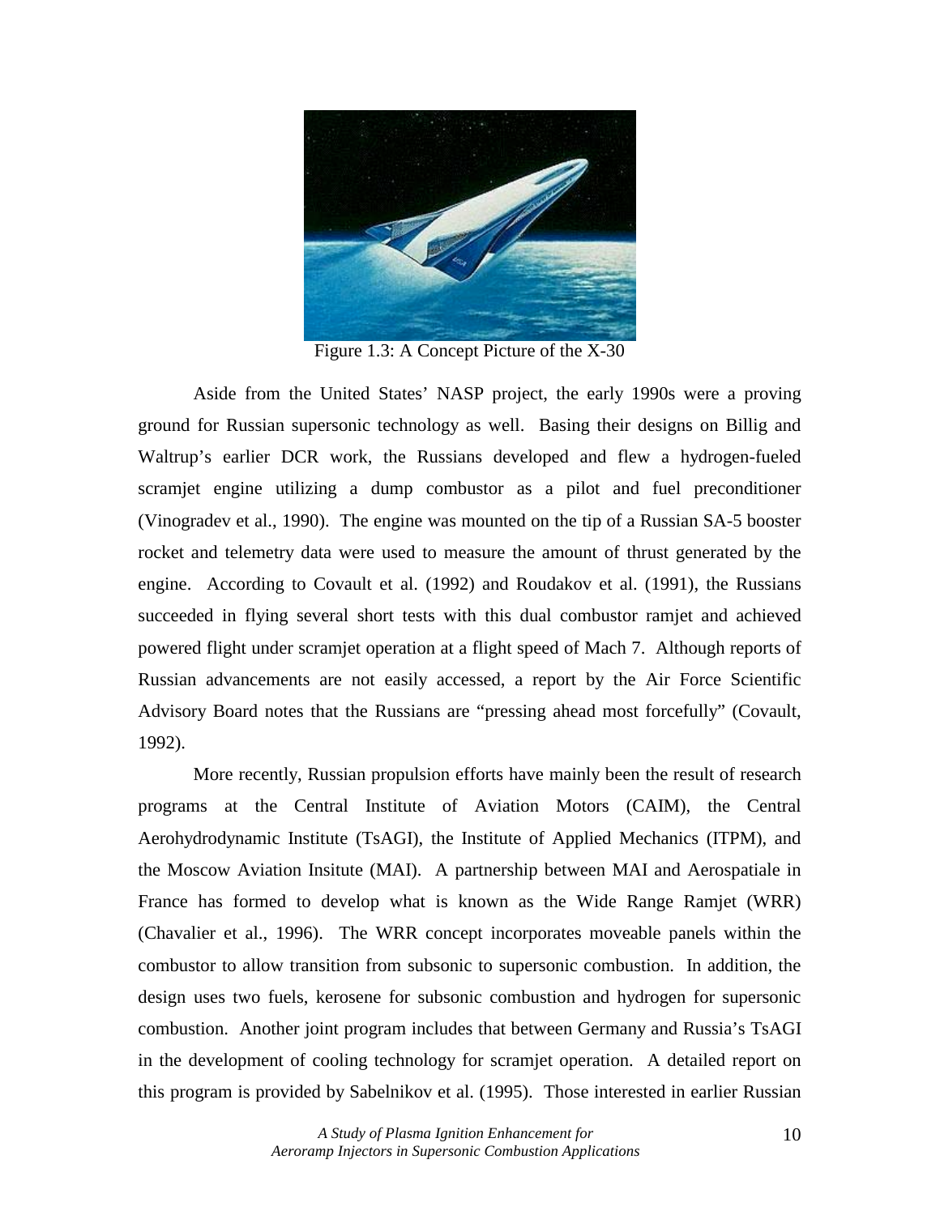Figure 1.3: A Concept Picture of the X-30

Aside from the United States' NASP project, the early 1990s were a proving ground for Russian supersonic technology as well. Basing their designs on Billig and Waltrup's earlier DCR work, the Russians developed and flew a hydrogen-fueled scramjet engine utilizing a dump combustor as a pilot and fuel preconditioner (Vinogradev et al., 1990). The engine was mounted on the tip of a Russian SA-5 booster rocket and telemetry data were used to measure the amount of thrust generated by the engine. According to Covault et al. (1992) and Roudakov et al. (1991), the Russians succeeded in flying several short tests with this dual combustor ramjet and achieved powered flight under scramjet operation at a flight speed of Mach 7. Although reports of Russian advancements are not easily accessed, a report by the Air Force Scientific Advisory Board notes that the Russians are "pressing ahead most forcefully" (Covault, 1992).

More recently, Russian propulsion efforts have mainly been the result of research programs at the Central Institute of Aviation Motors (CAIM), the Central Aerohydrodynamic Institute (TsAGI), the Institute of Applied Mechanics (ITPM), and the Moscow Aviation Insitute (MAI). A partnership between MAI and Aerospatiale in France has formed to develop what is known as the Wide Range Ramjet (WRR) (Chavalier et al., 1996). The WRR concept incorporates moveable panels within the combustor to allow transition from subsonic to supersonic combustion. In addition, the design uses two fuels, kerosene for subsonic combustion and hydrogen for supersonic combustion. Another joint program includes that between Germany and Russia's TsAGI in the development of cooling technology for scramjet operation. A detailed report on this program is provided by Sabelnikov et al. (1995). Those interested in earlier Russian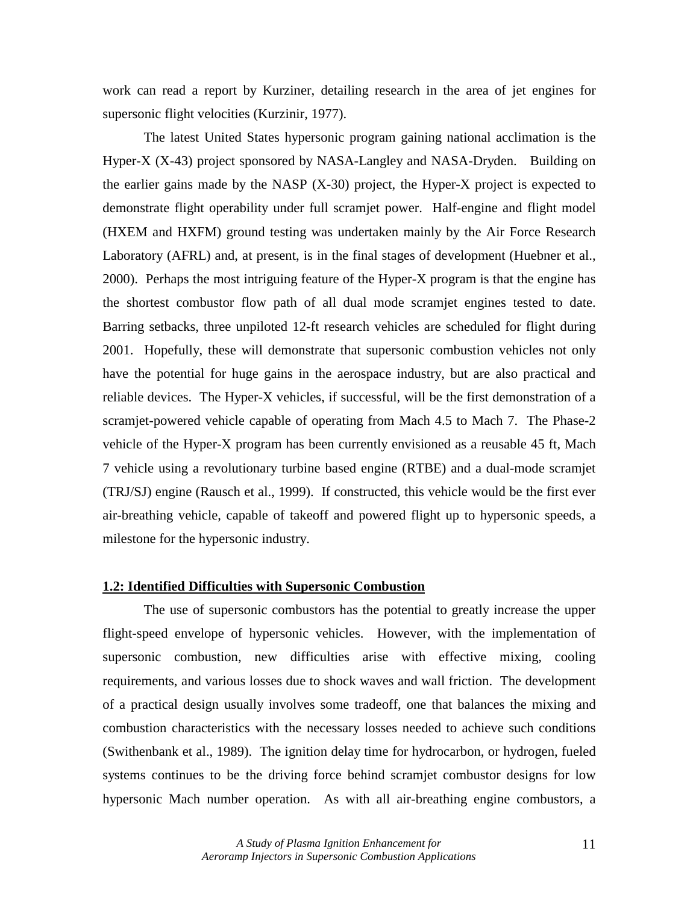work can read a report by Kurziner, detailing research in the area of jet engines for supersonic flight velocities (Kurzinir, 1977).

The latest United States hypersonic program gaining national acclimation is the Hyper-X (X-43) project sponsored by NASA-Langley and NASA-Dryden. Building on the earlier gains made by the NASP (X-30) project, the Hyper-X project is expected to demonstrate flight operability under full scramjet power. Half-engine and flight model (HXEM and HXFM) ground testing was undertaken mainly by the Air Force Research Laboratory (AFRL) and, at present, is in the final stages of development (Huebner et al., 2000). Perhaps the most intriguing feature of the Hyper-X program is that the engine has the shortest combustor flow path of all dual mode scramjet engines tested to date. Barring setbacks, three unpiloted 12-ft research vehicles are scheduled for flight during 2001. Hopefully, these will demonstrate that supersonic combustion vehicles not only have the potential for huge gains in the aerospace industry, but are also practical and reliable devices. The Hyper-X vehicles, if successful, will be the first demonstration of a scramjet-powered vehicle capable of operating from Mach 4.5 to Mach 7. The Phase-2 vehicle of the Hyper-X program has been currently envisioned as a reusable 45 ft, Mach 7 vehicle using a revolutionary turbine based engine (RTBE) and a dual-mode scramjet (TRJ/SJ) engine (Rausch et al., 1999). If constructed, this vehicle would be the first ever air-breathing vehicle, capable of takeoff and powered flight up to hypersonic speeds, a milestone for the hypersonic industry.

## 1.2: Identified Difficulties with Supersonic Combustion

The use of supersonic combustors has the potential to greatly increase the upper flight-speed envelope of hypersonic vehicles. However, with the implementation of supersonic combustion, new difficulties arise with effective mixing, cooling requirements, and various losses due to shock waves and wall friction. The development of a practical design usually involves some tradeoff, one that balances the mixing and combustion characteristics with the necessary losses needed to achieve such conditions (Swithenbank et al., 1989). The ignition delay time for hydrocarbon, or hydrogen, fueled systems continues to be the driving force behind scramjet combustor designs for low hypersonic Mach number operation. As with all air-breathing engine combustors, a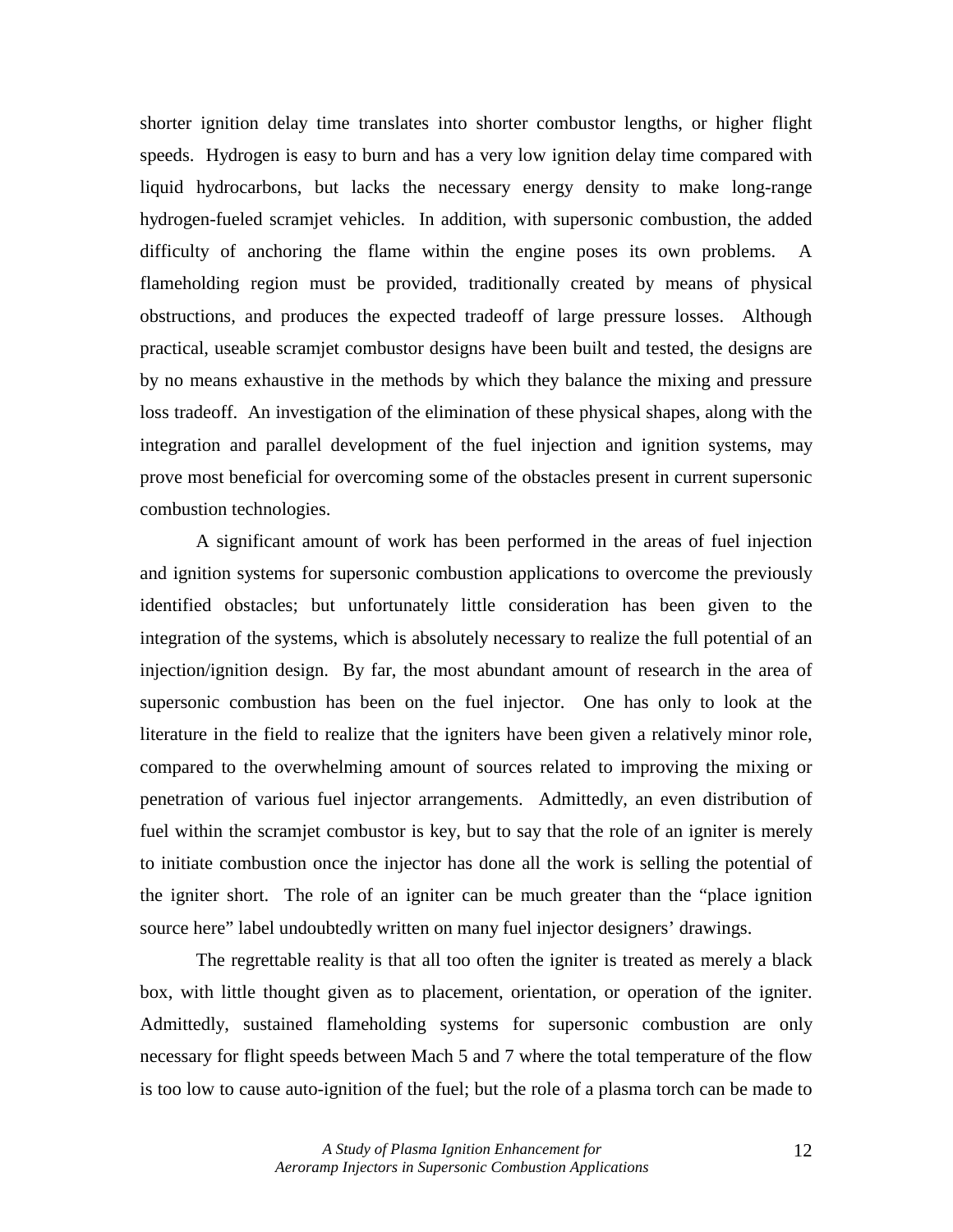shorter ignition delay time translates into shorter combustor lengths, or higher flight speeds. Hydrogen is easy to burn and has a very low ignition delay time compared with liquid hydrocarbons, but lacks the necessary energy density to make long-range hydrogen-fueled scramjet vehicles. In addition, with supersonic combustion, the added difficulty of anchoring the flame within the engine poses its own problems. A flameholding region must be provided, traditionally created by means of physical obstructions, and produces the expected tradeoff of large pressure losses. Although practical, useable scramjet combustor designs have been built and tested, the designs are by no means exhaustive in the methods by which they balance the mixing and pressure loss tradeoff. An investigation of the elimination of these physical shapes, along with the integration and parallel development of the fuel injection and ignition systems, may prove most beneficial for overcoming some of the obstacles present in current supersonic combustion technologies.

A significant amount of work has been performed in the areas of fuel injection and ignition systems for supersonic combustion applications to overcome the previously identified obstacles; but unfortunately little consideration has been given to the integration of the systems, which is absolutely necessary to realize the full potential of an injection/ignition design. By far, the most abundant amount of research in the area of supersonic combustion has been on the fuel injector. One has only to look at the literature in the field to realize that the igniters have been given a relatively minor role, compared to the overwhelming amount of sources related to improving the mixing or penetration of various fuel injector arrangements. Admittedly, an even distribution of fuel within the scramjet combustor is key, but to say that the role of an igniter is merely to initiate combustion once the injector has done all the work is selling the potential of the igniter short. The role of an igniter can be much greater than the "place ignition source here" label undoubtedly written on many fuel injector designers' drawings.

The regrettable reality is that all too often the igniter is treated as merely a black box, with little thought given as to placement, orientation, or operation of the igniter. Admittedly, sustained flameholding systems for supersonic combustion are only necessary for flight speeds between Mach 5 and 7 where the total temperature of the flow is too low to cause auto-ignition of the fuel; but the role of a plasma torch can be made to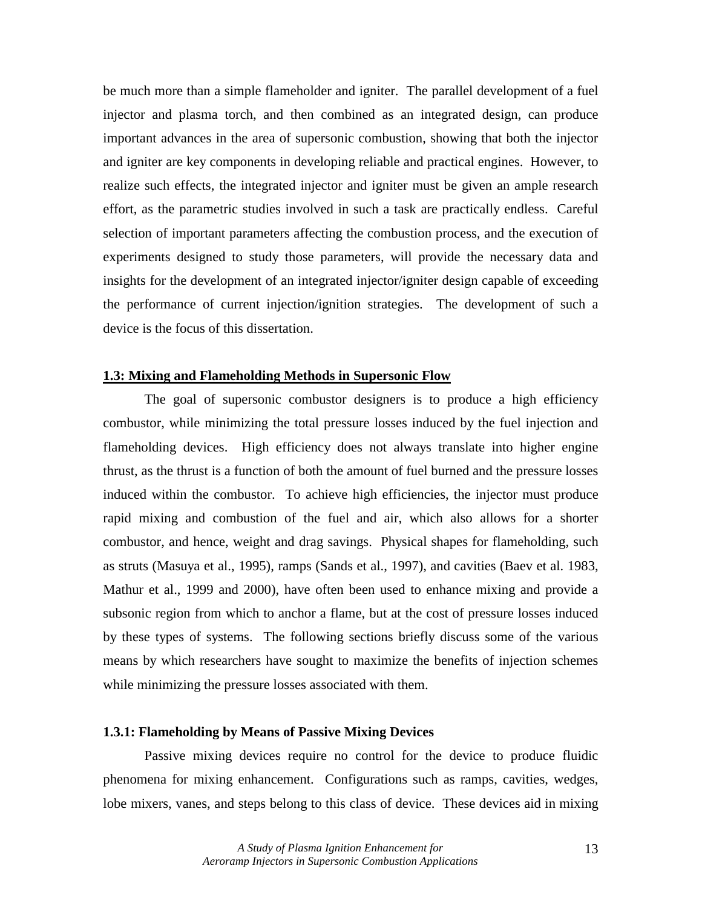be much more than a simple flameholder and igniter. The parallel development of a fuel injector and plasma torch, and then combined as an integrated design, can produce important advances in the area of supersonic combustion, showing that both the injector and igniter are key components in developing reliable and practical engines. However, to realize such effects, the integrated injector and igniter must be given an ample research effort, as the parametric studies involved in such a task are practically endless. Careful selection of important parameters affecting the combustion process, and the execution of experiments designed to study those parameters, will provide the necessary data and insights for the development of an integrated injector/igniter design capable of exceeding the performance of current injection/ignition strategies. The development of such a device is the focus of this dissertation.

## 1.3: Mixing and Flameholding Methods in Supersonic Flow

The goal of supersonic combustor designers is to produce a high efficiency combustor, while minimizing the total pressure losses induced by the fuel injection and flameholding devices. High efficiency does not always translate into higher engine thrust, as the thrust is a function of both the amount of fuel burned and the pressure losses induced within the combustor. To achieve high efficiencies, the injector must produce rapid mixing and combustion of the fuel and air, which also allows for a shorter combustor, and hence, weight and drag savings. Physical shapes for flameholding, such as struts (Masuya et al., 1995), ramps (Sands et al., 1997), and cavities (Baev et al. 1983, Mathur et al., 1999 and 2000), have often been used to enhance mixing and provide a subsonic region from which to anchor a flame, but at the cost of pressure losses induced by these types of systems. The following sections briefly discuss some of the various means by which researchers have sought to maximize the benefits of injection schemes while minimizing the pressure losses associated with them.

### 1.3.1: Flameholding by Means of Passive Mixing Devices

Passive mixing devices require no control for the device to produce fluidic phenomena for mixing enhancement. Configurations such as ramps, cavities, wedges, lobe mixers, vanes, and steps belong to this class of device. These devices aid in mixing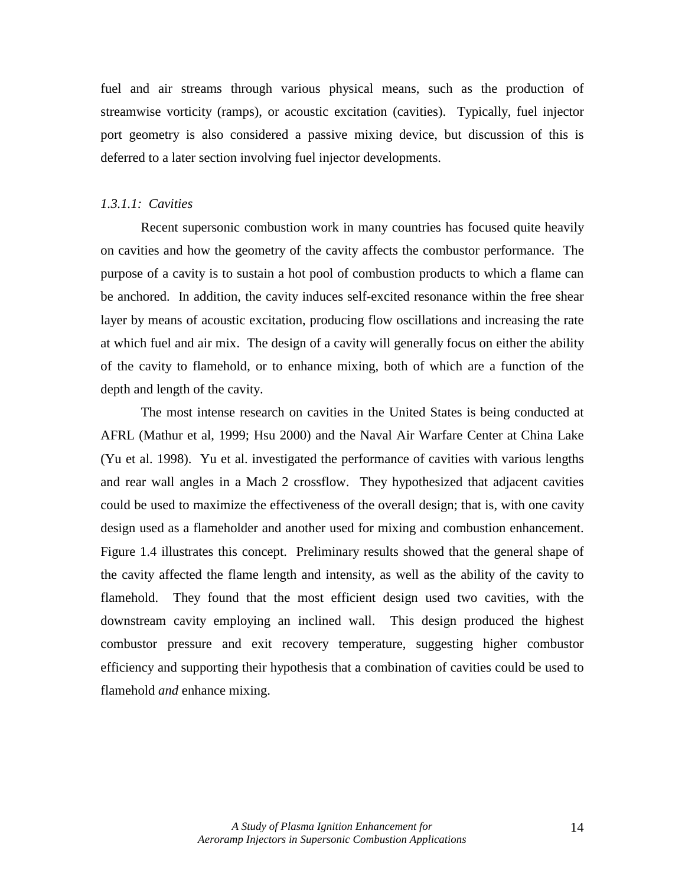fuel and air streams through various physical means, such as the production of streamwise vorticity (ramps), or acoustic excitation (cavities). Typically, fuel injector port geometry is also considered a passive mixing device, but discussion of this is deferred to a later section involving fuel injector developments.

#### *1.3.1.1: Cavities*

Recent supersonic combustion work in many countries has focused quite heavily on cavities and how the geometry of the cavity affects the combustor performance. The purpose of a cavity is to sustain a hot pool of combustion products to which a flame can be anchored. In addition, the cavity induces self-excited resonance within the free shear layer by means of acoustic excitation, producing flow oscillations and increasing the rate at which fuel and air mix. The design of a cavity will generally focus on either the ability of the cavity to flamehold, or to enhance mixing, both of which are a function of the depth and length of the cavity.

The most intense research on cavities in the United States is being conducted at AFRL (Mathur et al, 1999; Hsu 2000) and the Naval Air Warfare Center at China Lake (Yu et al. 1998). Yu et al. investigated the performance of cavities with various lengths and rear wall angles in a Mach 2 crossflow. They hypothesized that adjacent cavities could be used to maximize the effectiveness of the overall design; that is, with one cavity design used as a flameholder and another used for mixing and combustion enhancement. Figure 1.4 illustrates this concept. Preliminary results showed that the general shape of the cavity affected the flame length and intensity, as well as the ability of the cavity to flamehold. They found that the most efficient design used two cavities, with the downstream cavity employing an inclined wall. This design produced the highest combustor pressure and exit recovery temperature, suggesting higher combustor efficiency and supporting their hypothesis that a combination of cavities could be used to flamehold *and* enhance mixing.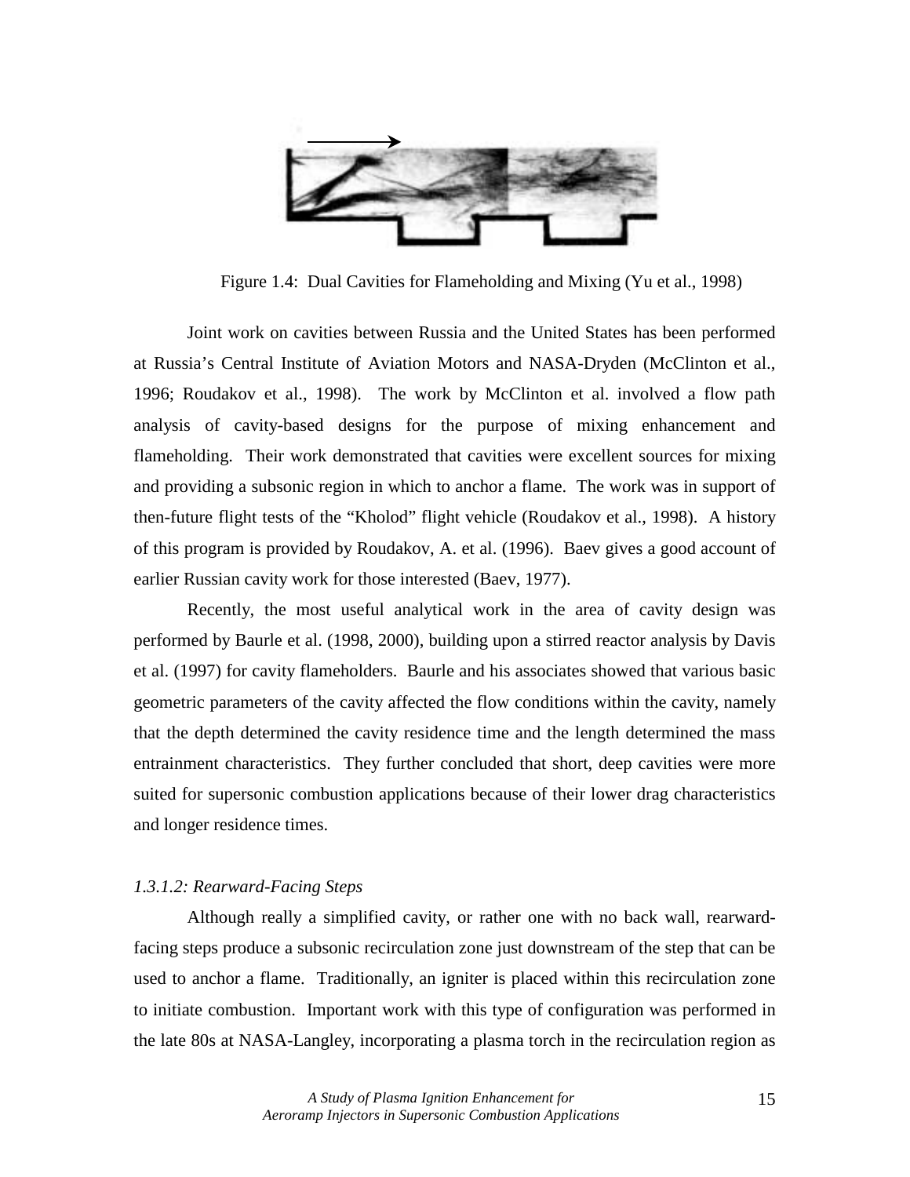Figure 1.4: Dual Cavities for Flameholding and Mixing (Yu et al., 1998)

Joint work on cavities between Russia and the United States has been performed at Russia's Central Institute of Aviation Motors and NASA-Dryden (McClinton et al., 1996; Roudakov et al., 1998). The work by McClinton et al. involved a flow path analysis of cavity-based designs for the purpose of mixing enhancement and flameholding. Their work demonstrated that cavities were excellent sources for mixing and providing a subsonic region in which to anchor a flame. The work was in support of then-future flight tests of the "Kholod" flight vehicle (Roudakov et al., 1998). A history of this program is provided by Roudakov, A. et al. (1996). Baev gives a good account of earlier Russian cavity work for those interested (Baev, 1977).

Recently, the most useful analytical work in the area of cavity design was performed by Baurle et al. (1998, 2000), building upon a stirred reactor analysis by Davis et al. (1997) for cavity flameholders. Baurle and his associates showed that various basic geometric parameters of the cavity affected the flow conditions within the cavity, namely that the depth determined the cavity residence time and the length determined the mass entrainment characteristics. They further concluded that short, deep cavities were more suited for supersonic combustion applications because of their lower drag characteristics and longer residence times.

#### *1.3.1.2: Rearward-Facing Steps*

Although really a simplified cavity, or rather one with no back wall, rearward-facing steps produce a subsonic recirculation zone just downstream of the step that can be used to anchor a flame. Traditionally, an igniter is placed within this recirculation zone to initiate combustion. Important work with this type of configuration was performed in the late 80s at NASA-Langley, incorporating a plasma torch in the recirculation region as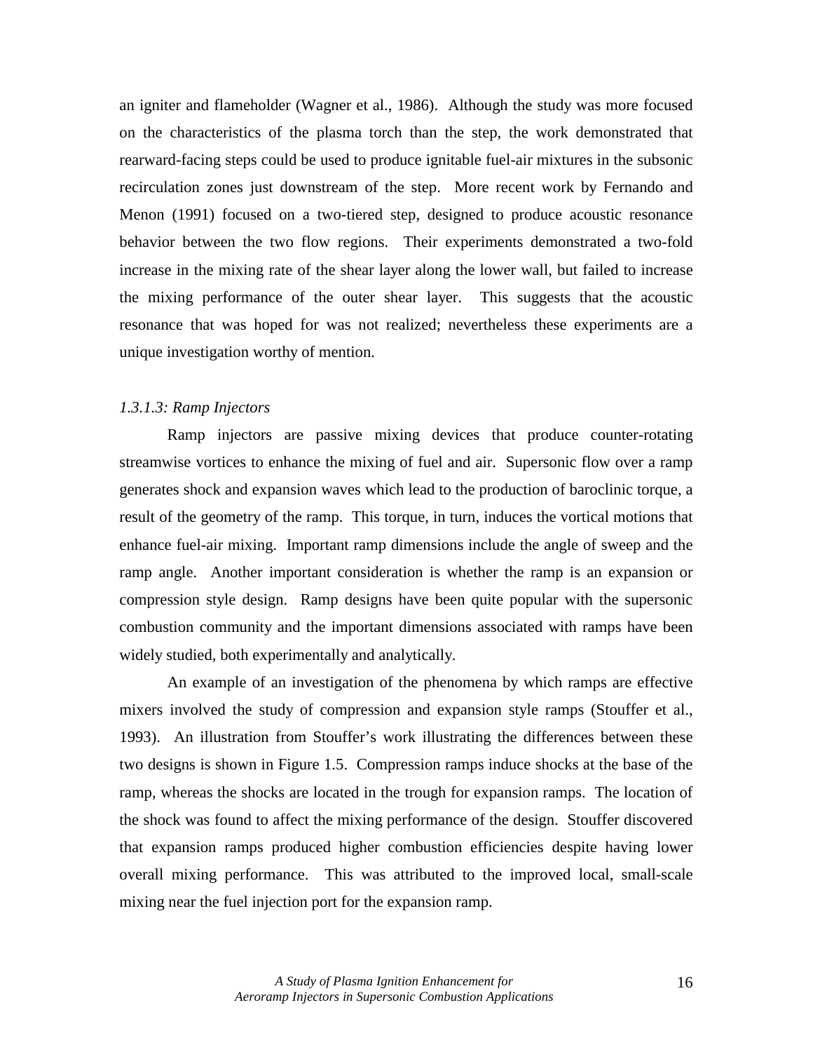an igniter and flameholder (Wagner et al., 1986). Although the study was more focused on the characteristics of the plasma torch than the step, the work demonstrated that rearward-facing steps could be used to produce ignitable fuel-air mixtures in the subsonic recirculation zones just downstream of the step. More recent work by Fernando and Menon (1991) focused on a two-tiered step, designed to produce acoustic resonance behavior between the two flow regions. Their experiments demonstrated a two-fold increase in the mixing rate of the shear layer along the lower wall, but failed to increase the mixing performance of the outer shear layer. This suggests that the acoustic resonance that was hoped for was not realized; nevertheless these experiments are a unique investigation worthy of mention.

#### *1.3.1.3: Ramp Injectors*

Ramp injectors are passive mixing devices that produce counter-rotating streamwise vortices to enhance the mixing of fuel and air. Supersonic flow over a ramp generates shock and expansion waves which lead to the production of baroclinic torque, a result of the geometry of the ramp. This torque, in turn, induces the vortical motions that enhance fuel-air mixing. Important ramp dimensions include the angle of sweep and the ramp angle. Another important consideration is whether the ramp is an expansion or compression style design. Ramp designs have been quite popular with the supersonic combustion community and the important dimensions associated with ramps have been widely studied, both experimentally and analytically.

An example of an investigation of the phenomena by which ramps are effective mixers involved the study of compression and expansion style ramps (Stouffer et al., 1993). An illustration from Stouffer's work illustrating the differences between these two designs is shown in Figure 1.5. Compression ramps induce shocks at the base of the ramp, whereas the shocks are located in the trough for expansion ramps. The location of the shock was found to affect the mixing performance of the design. Stouffer discovered that expansion ramps produced higher combustion efficiencies despite having lower overall mixing performance. This was attributed to the improved local, small-scale mixing near the fuel injection port for the expansion ramp.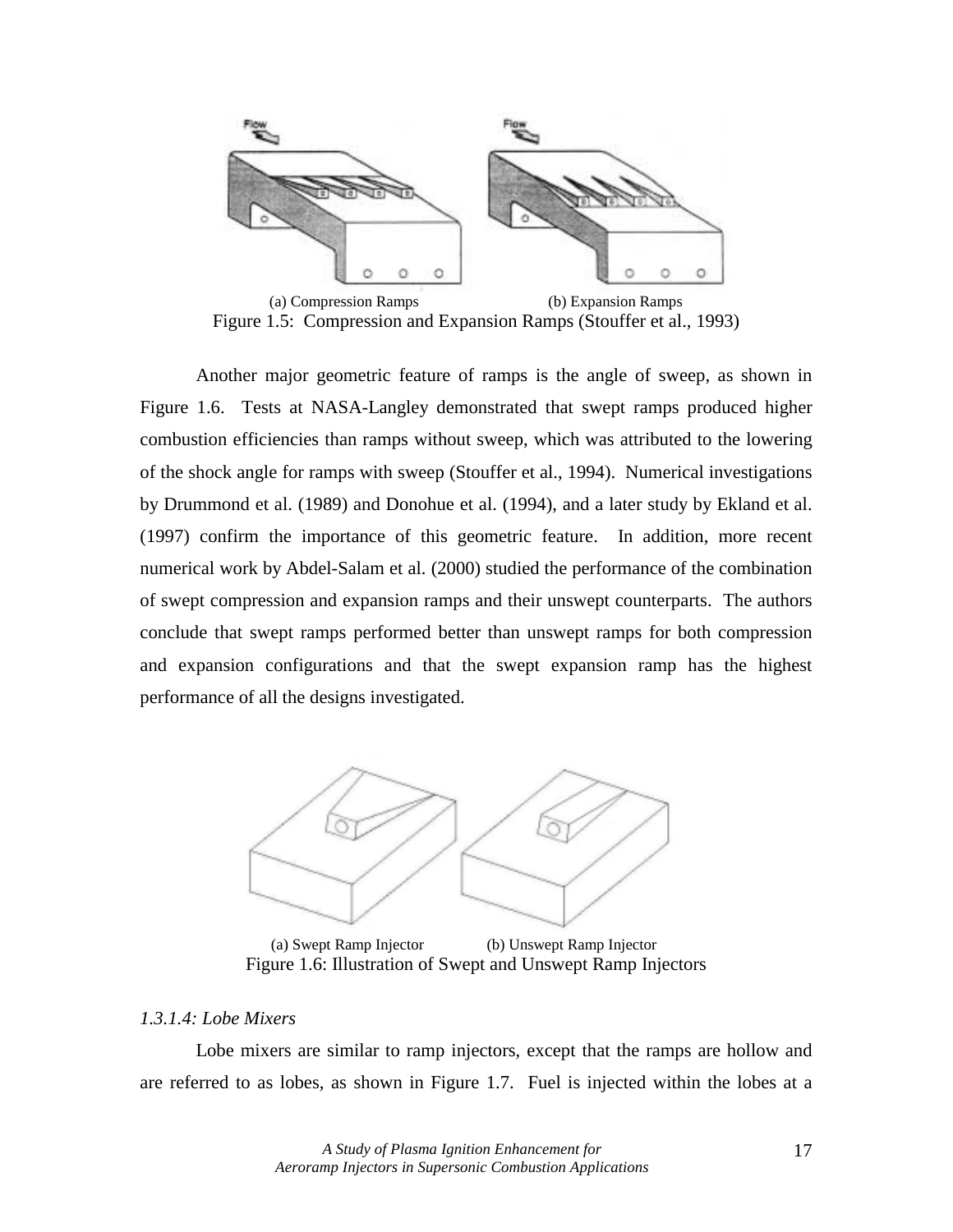(a) Compression Ramps (b) Expansion Ramps

Figure 1.5: Compression and Expansion Ramps (Stouffer et al., 1993)

Another major geometric feature of ramps is the angle of sweep, as shown in Figure 1.6. Tests at NASA-Langley demonstrated that swept ramps produced higher combustion efficiencies than ramps without sweep, which was attributed to the lowering of the shock angle for ramps with sweep (Stouffer et al., 1994). Numerical investigations by Drummond et al. (1989) and Donohue et al. (1994), and a later study by Ekland et al. (1997) confirm the importance of this geometric feature. In addition, more recent numerical work by Abdel-Salam et al. (2000) studied the performance of the combination of swept compression and expansion ramps and their unswept counterparts. The authors conclude that swept ramps performed better than unswept ramps for both compression and expansion configurations and that the swept expansion ramp has the highest performance of all the designs investigated.

(a) Swept Ramp Injector (b) Unswept Ramp Injector

Figure 1.6: Illustration of Swept and Unswept Ramp Injectors

*1.3.1.4: Lobe Mixers*

Lobe mixers are similar to ramp injectors, except that the ramps are hollow and are referred to as lobes, as shown in Figure 1.7. Fuel is injected within the lobes at a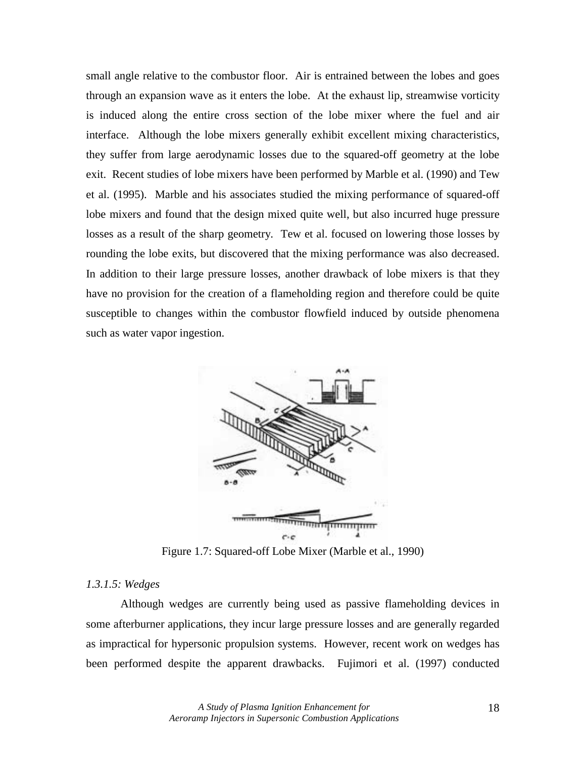small angle relative to the combustor floor. Air is entrained between the lobes and goes through an expansion wave as it enters the lobe. At the exhaust lip, streamwise vorticity is induced along the entire cross section of the lobe mixer where the fuel and air interface. Although the lobe mixers generally exhibit excellent mixing characteristics, they suffer from large aerodynamic losses due to the squared-off geometry at the lobe exit. Recent studies of lobe mixers have been performed by Marble et al. (1990) and Tew et al. (1995). Marble and his associates studied the mixing performance of squared-off lobe mixers and found that the design mixed quite well, but also incurred huge pressure losses as a result of the sharp geometry. Tew et al. focused on lowering those losses by rounding the lobe exits, but discovered that the mixing performance was also decreased. In addition to their large pressure losses, another drawback of lobe mixers is that they have no provision for the creation of a flameholding region and therefore could be quite susceptible to changes within the combustor flowfield induced by outside phenomena such as water vapor ingestion.

Figure 1.7: Squared-off Lobe Mixer (Marble et al., 1990)

*1.3.1.5: Wedges*

Although wedges are currently being used as passive flameholding devices in some afterburner applications, they incur large pressure losses and are generally regarded as impractical for hypersonic propulsion systems. However, recent work on wedges has been performed despite the apparent drawbacks. Fujimori et al. (1997) conducted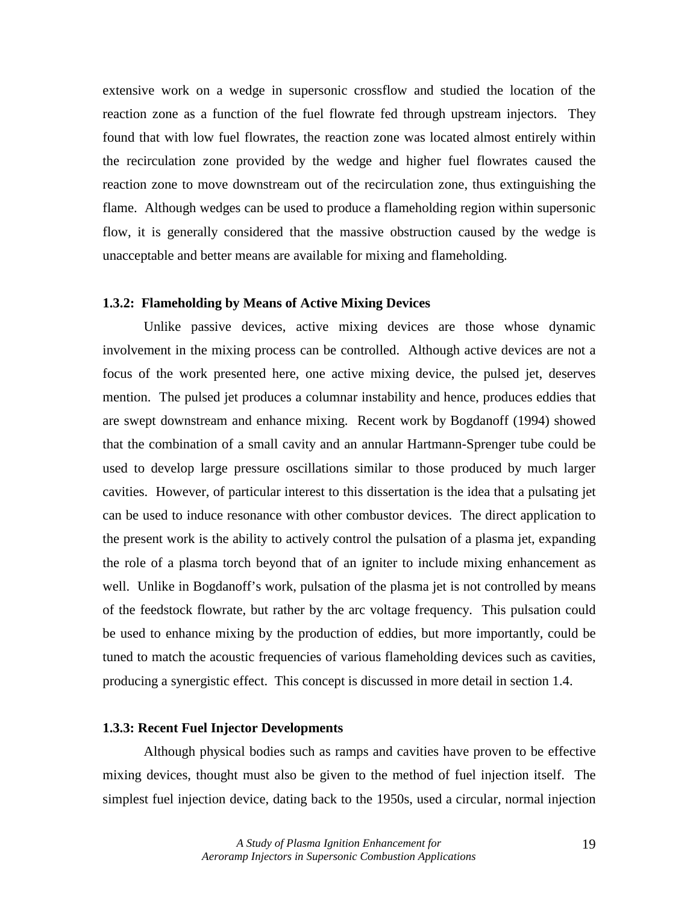extensive work on a wedge in supersonic crossflow and studied the location of the reaction zone as a function of the fuel flowrate fed through upstream injectors. They found that with low fuel flowrates, the reaction zone was located almost entirely within the recirculation zone provided by the wedge and higher fuel flowrates caused the reaction zone to move downstream out of the recirculation zone, thus extinguishing the flame. Although wedges can be used to produce a flameholding region within supersonic flow, it is generally considered that the massive obstruction caused by the wedge is unacceptable and better means are available for mixing and flameholding.

### 1.3.2: Flameholding by Means of Active Mixing Devices

Unlike passive devices, active mixing devices are those whose dynamic involvement in the mixing process can be controlled. Although active devices are not a focus of the work presented here, one active mixing device, the pulsed jet, deserves mention. The pulsed jet produces a columnar instability and hence, produces eddies that are swept downstream and enhance mixing. Recent work by Bogdanoff (1994) showed that the combination of a small cavity and an annular Hartmann-Sprenger tube could be used to develop large pressure oscillations similar to those produced by much larger cavities. However, of particular interest to this dissertation is the idea that a pulsating jet can be used to induce resonance with other combustor devices. The direct application to the present work is the ability to actively control the pulsation of a plasma jet, expanding the role of a plasma torch beyond that of an igniter to include mixing enhancement as well. Unlike in Bogdanoff's work, pulsation of the plasma jet is not controlled by means of the feedstock flowrate, but rather by the arc voltage frequency. This pulsation could be used to enhance mixing by the production of eddies, but more importantly, could be tuned to match the acoustic frequencies of various flameholding devices such as cavities, producing a synergistic effect. This concept is discussed in more detail in section 1.4.

### 1.3.3: Recent Fuel Injector Developments

Although physical bodies such as ramps and cavities have proven to be effective mixing devices, thought must also be given to the method of fuel injection itself. The simplest fuel injection device, dating back to the 1950s, used a circular, normal injection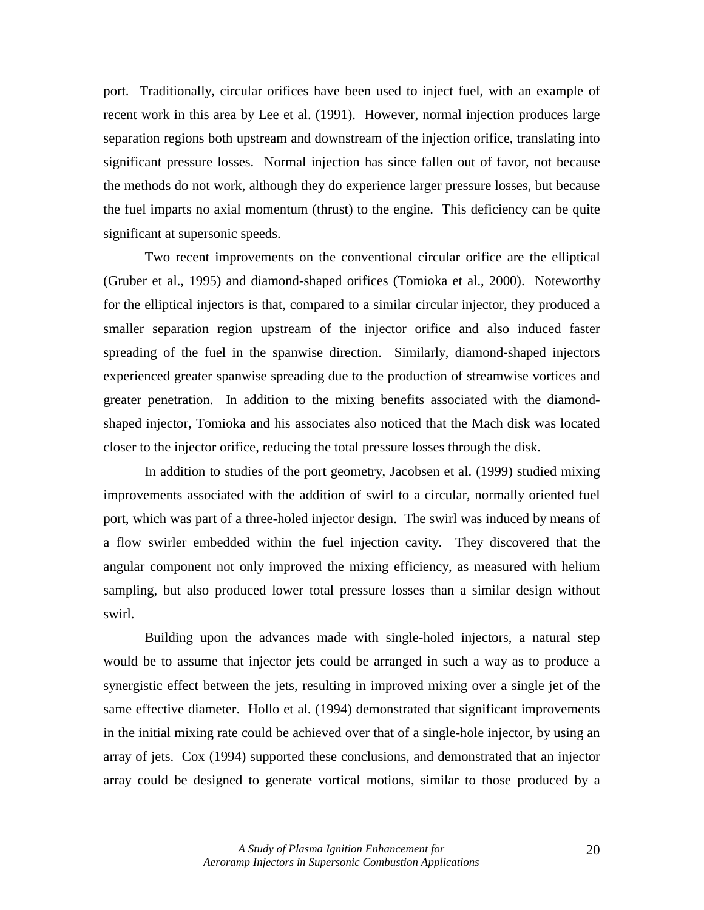port. Traditionally, circular orifices have been used to inject fuel, with an example of recent work in this area by Lee et al. (1991). However, normal injection produces large separation regions both upstream and downstream of the injection orifice, translating into significant pressure losses. Normal injection has since fallen out of favor, not because the methods do not work, although they do experience larger pressure losses, but because the fuel imparts no axial momentum (thrust) to the engine. This deficiency can be quite significant at supersonic speeds.

Two recent improvements on the conventional circular orifice are the elliptical (Gruber et al., 1995) and diamond-shaped orifices (Tomioka et al., 2000). Noteworthy for the elliptical injectors is that, compared to a similar circular injector, they produced a smaller separation region upstream of the injector orifice and also induced faster spreading of the fuel in the spanwise direction. Similarly, diamond-shaped injectors experienced greater spanwise spreading due to the production of streamwise vortices and greater penetration. In addition to the mixing benefits associated with the diamond-shaped injector, Tomioka and his associates also noticed that the Mach disk was located closer to the injector orifice, reducing the total pressure losses through the disk.

In addition to studies of the port geometry, Jacobsen et al. (1999) studied mixing improvements associated with the addition of swirl to a circular, normally oriented fuel port, which was part of a three-holed injector design. The swirl was induced by means of a flow swirler embedded within the fuel injection cavity. They discovered that the angular component not only improved the mixing efficiency, as measured with helium sampling, but also produced lower total pressure losses than a similar design without swirl.

Building upon the advances made with single-holed injectors, a natural step would be to assume that injector jets could be arranged in such a way as to produce a synergistic effect between the jets, resulting in improved mixing over a single jet of the same effective diameter. Hollo et al. (1994) demonstrated that significant improvements in the initial mixing rate could be achieved over that of a single-hole injector, by using an array of jets. Cox (1994) supported these conclusions, and demonstrated that an injector array could be designed to generate vortical motions, similar to those produced by a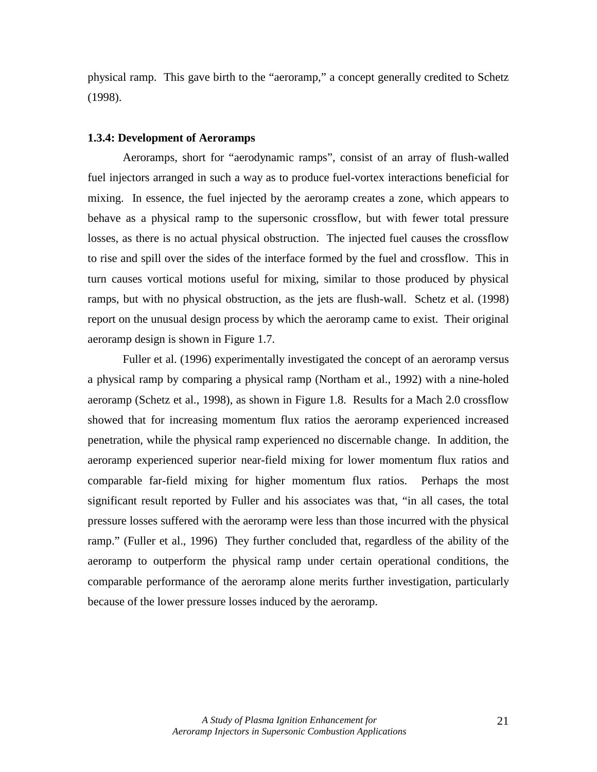physical ramp. This gave birth to the "aeroramp," a concept generally credited to Schetz (1998).

### 1.3.4: Development of Aeroramps

Aeroramps, short for "aerodynamic ramps", consist of an array of flush-walled fuel injectors arranged in such a way as to produce fuel-vortex interactions beneficial for mixing. In essence, the fuel injected by the aeroramp creates a zone, which appears to behave as a physical ramp to the supersonic crossflow, but with fewer total pressure losses, as there is no actual physical obstruction. The injected fuel causes the crossflow to rise and spill over the sides of the interface formed by the fuel and crossflow. This in turn causes vortical motions useful for mixing, similar to those produced by physical ramps, but with no physical obstruction, as the jets are flush-wall. Schetz et al. (1998) report on the unusual design process by which the aeroramp came to exist. Their original aeroramp design is shown in Figure 1.7.

Fuller et al. (1996) experimentally investigated the concept of an aeroramp versus a physical ramp by comparing a physical ramp (Northam et al., 1992) with a nine-holed aeroramp (Schetz et al., 1998), as shown in Figure 1.8. Results for a Mach 2.0 crossflow showed that for increasing momentum flux ratios the aeroramp experienced increased penetration, while the physical ramp experienced no discernable change. In addition, the aeroramp experienced superior near-field mixing for lower momentum flux ratios and comparable far-field mixing for higher momentum flux ratios. Perhaps the most significant result reported by Fuller and his associates was that, "in all cases, the total pressure losses suffered with the aeroramp were less than those incurred with the physical ramp." (Fuller et al., 1996) They further concluded that, regardless of the ability of the aeroramp to outperform the physical ramp under certain operational conditions, the comparable performance of the aeroramp alone merits further investigation, particularly because of the lower pressure losses induced by the aeroramp.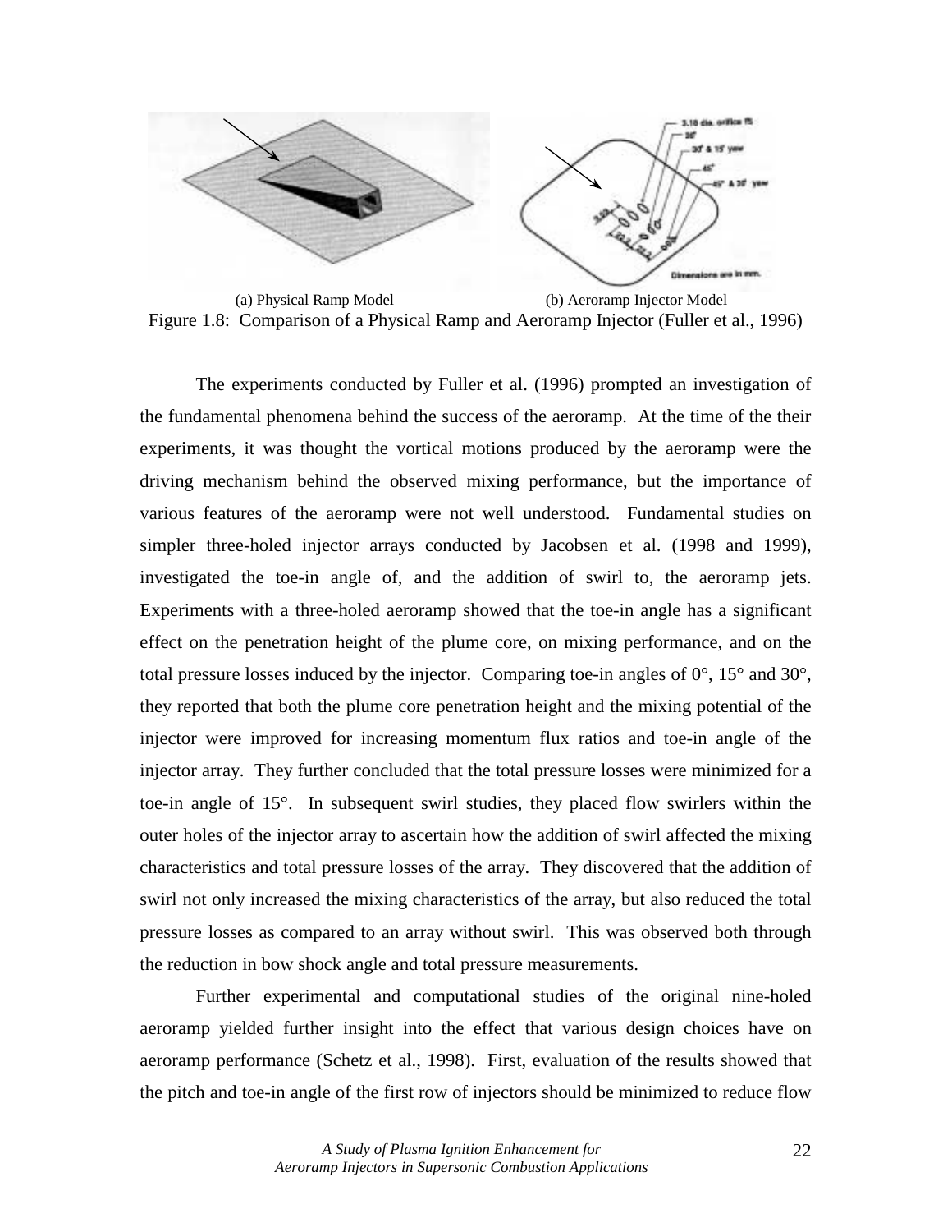(a) Physical Ramp Model (b) Aeroramp Injector Model

Figure 1.8: Comparison of a Physical Ramp and Aeroramp Injector (Fuller et al., 1996)

The experiments conducted by Fuller et al. (1996) prompted an investigation of the fundamental phenomena behind the success of the aeroramp. At the time of the their experiments, it was thought the vortical motions produced by the aeroramp were the driving mechanism behind the observed mixing performance, but the importance of various features of the aeroramp were not well understood. Fundamental studies on simpler three-holed injector arrays conducted by Jacobsen et al. (1998 and 1999), investigated the toe-in angle of, and the addition of swirl to, the aeroramp jets. Experiments with a three-holed aeroramp showed that the toe-in angle has a significant effect on the penetration height of the plume core, on mixing performance, and on the total pressure losses induced by the injector. Comparing toe-in angles of 0°, 15° and 30°, they reported that both the plume core penetration height and the mixing potential of the injector were improved for increasing momentum flux ratios and toe-in angle of the injector array. They further concluded that the total pressure losses were minimized for a toe-in angle of 15°. In subsequent swirl studies, they placed flow swirlers within the outer holes of the injector array to ascertain how the addition of swirl affected the mixing characteristics and total pressure losses of the array. They discovered that the addition of swirl not only increased the mixing characteristics of the array, but also reduced the total pressure losses as compared to an array without swirl. This was observed both through the reduction in bow shock angle and total pressure measurements.

Further experimental and computational studies of the original nine-holed aeroramp yielded further insight into the effect that various design choices have on aeroramp performance (Schetz et al., 1998). First, evaluation of the results showed that the pitch and toe-in angle of the first row of injectors should be minimized to reduce flow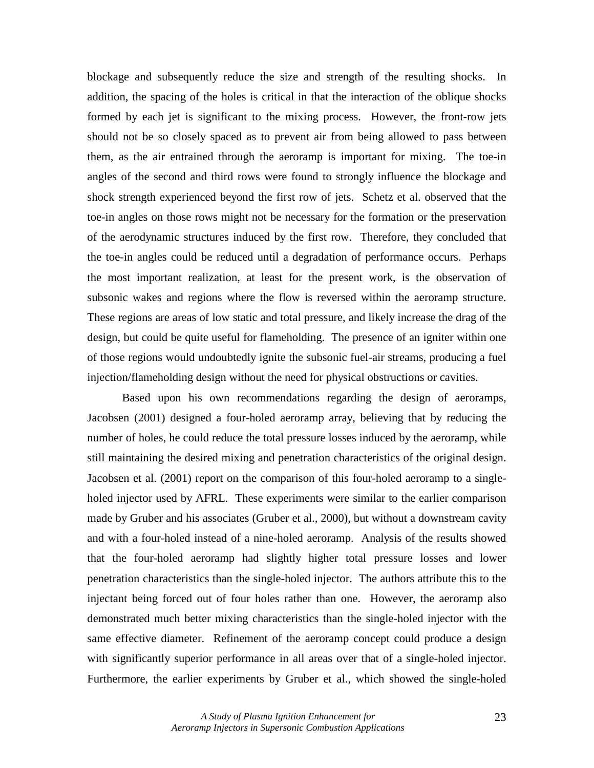blockage and subsequently reduce the size and strength of the resulting shocks. In addition, the spacing of the holes is critical in that the interaction of the oblique shocks formed by each jet is significant to the mixing process. However, the front-row jets should not be so closely spaced as to prevent air from being allowed to pass between them, as the air entrained through the aeroramp is important for mixing. The toe-in angles of the second and third rows were found to strongly influence the blockage and shock strength experienced beyond the first row of jets. Schetz et al. observed that the toe-in angles on those rows might not be necessary for the formation or the preservation of the aerodynamic structures induced by the first row. Therefore, they concluded that the toe-in angles could be reduced until a degradation of performance occurs. Perhaps the most important realization, at least for the present work, is the observation of subsonic wakes and regions where the flow is reversed within the aeroramp structure. These regions are areas of low static and total pressure, and likely increase the drag of the design, but could be quite useful for flameholding. The presence of an igniter within one of those regions would undoubtedly ignite the subsonic fuel-air streams, producing a fuel injection/flameholding design without the need for physical obstructions or cavities.

Based upon his own recommendations regarding the design of aeroramps, Jacobsen (2001) designed a four-holed aeroramp array, believing that by reducing the number of holes, he could reduce the total pressure losses induced by the aeroramp, while still maintaining the desired mixing and penetration characteristics of the original design. Jacobsen et al. (2001) report on the comparison of this four-holed aeroramp to a single-holed injector used by AFRL. These experiments were similar to the earlier comparison made by Gruber and his associates (Gruber et al., 2000), but without a downstream cavity and with a four-holed instead of a nine-holed aeroramp. Analysis of the results showed that the four-holed aeroramp had slightly higher total pressure losses and lower penetration characteristics than the single-holed injector. The authors attribute this to the injectant being forced out of four holes rather than one. However, the aeroramp also demonstrated much better mixing characteristics than the single-holed injector with the same effective diameter. Refinement of the aeroramp concept could produce a design with significantly superior performance in all areas over that of a single-holed injector. Furthermore, the earlier experiments by Gruber et al., which showed the single-holed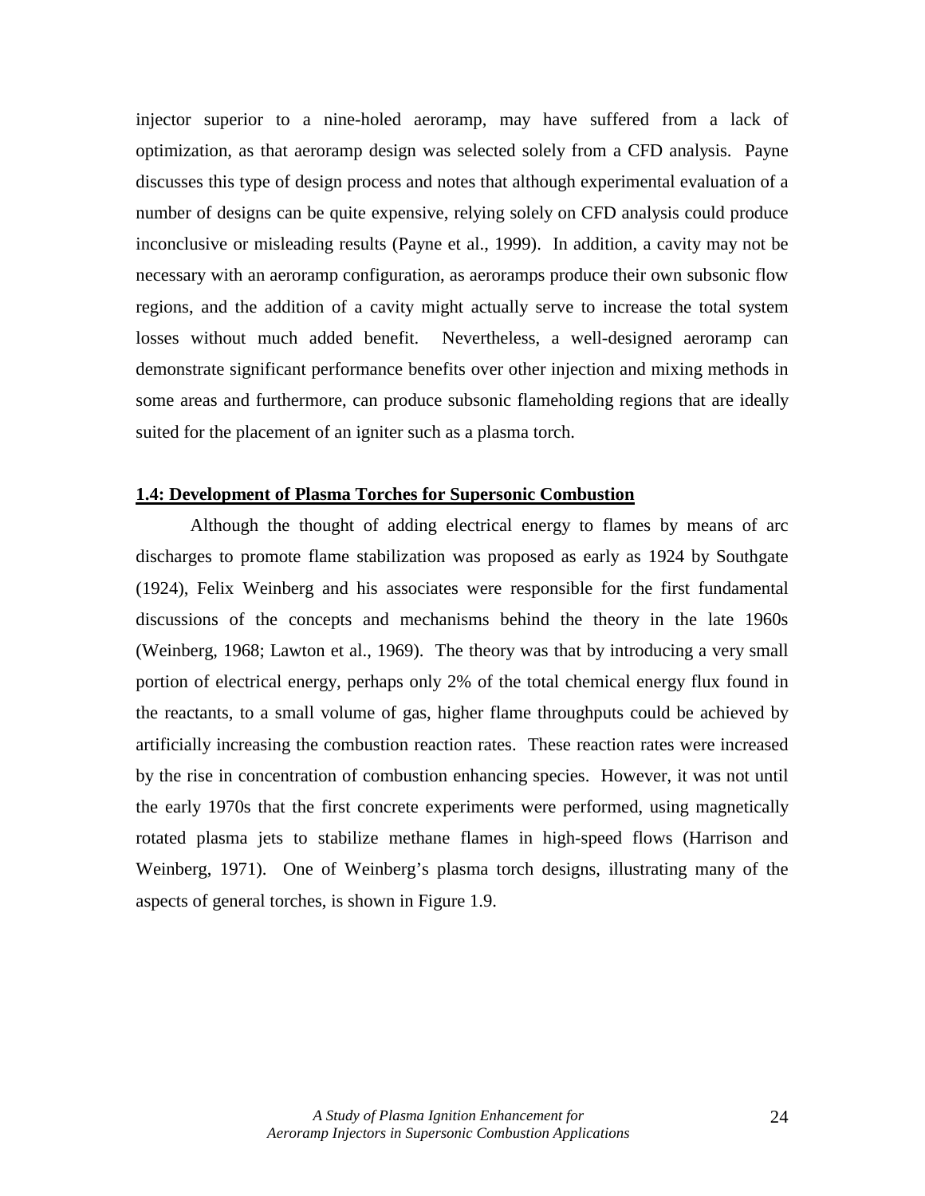injector superior to a nine-holed aeroramp, may have suffered from a lack of optimization, as that aeroramp design was selected solely from a CFD analysis. Payne discusses this type of design process and notes that although experimental evaluation of a number of designs can be quite expensive, relying solely on CFD analysis could produce inconclusive or misleading results (Payne et al., 1999). In addition, a cavity may not be necessary with an aeroramp configuration, as aeroramps produce their own subsonic flow regions, and the addition of a cavity might actually serve to increase the total system losses without much added benefit. Nevertheless, a well-designed aeroramp can demonstrate significant performance benefits over other injection and mixing methods in some areas and furthermore, can produce subsonic flameholding regions that are ideally suited for the placement of an igniter such as a plasma torch.

## 1.4: Development of Plasma Torches for Supersonic Combustion

Although the thought of adding electrical energy to flames by means of arc discharges to promote flame stabilization was proposed as early as 1924 by Southgate (1924), Felix Weinberg and his associates were responsible for the first fundamental discussions of the concepts and mechanisms behind the theory in the late 1960s (Weinberg, 1968; Lawton et al., 1969). The theory was that by introducing a very small portion of electrical energy, perhaps only 2% of the total chemical energy flux found in the reactants, to a small volume of gas, higher flame throughputs could be achieved by artificially increasing the combustion reaction rates. These reaction rates were increased by the rise in concentration of combustion enhancing species. However, it was not until the early 1970s that the first concrete experiments were performed, using magnetically rotated plasma jets to stabilize methane flames in high-speed flows (Harrison and Weinberg, 1971). One of Weinberg's plasma torch designs, illustrating many of the aspects of general torches, is shown in Figure 1.9.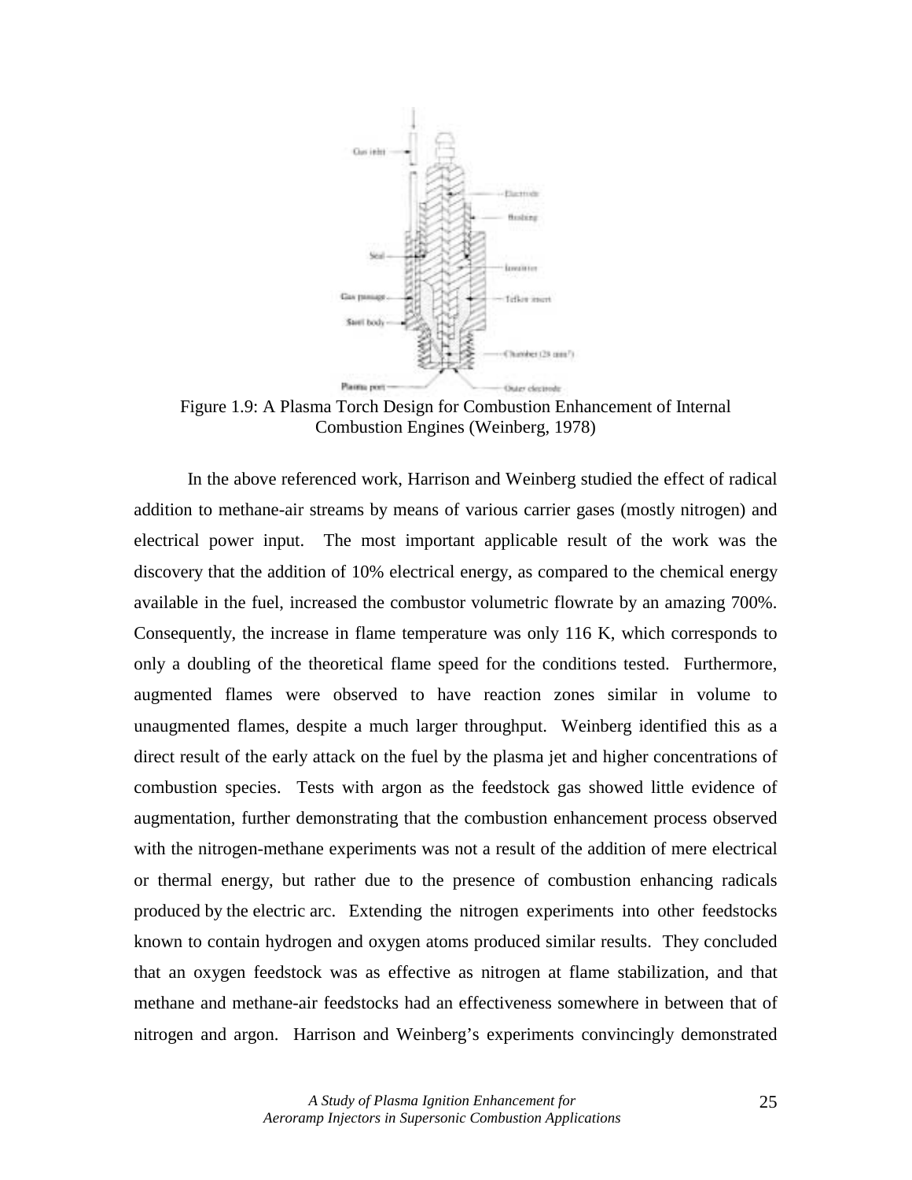Figure 1.9: A Plasma Torch Design for Combustion Enhancement of Internal Combustion Engines (Weinberg, 1978)

In the above referenced work, Harrison and Weinberg studied the effect of radical addition to methane-air streams by means of various carrier gases (mostly nitrogen) and electrical power input. The most important applicable result of the work was the discovery that the addition of 10% electrical energy, as compared to the chemical energy available in the fuel, increased the combustor volumetric flowrate by an amazing 700%. Consequently, the increase in flame temperature was only 116 K, which corresponds to only a doubling of the theoretical flame speed for the conditions tested. Furthermore, augmented flames were observed to have reaction zones similar in volume to unaugmented flames, despite a much larger throughput. Weinberg identified this as a direct result of the early attack on the fuel by the plasma jet and higher concentrations of combustion species. Tests with argon as the feedstock gas showed little evidence of augmentation, further demonstrating that the combustion enhancement process observed with the nitrogen-methane experiments was not a result of the addition of mere electrical or thermal energy, but rather due to the presence of combustion enhancing radicals produced by the electric arc. Extending the nitrogen experiments into other feedstocks known to contain hydrogen and oxygen atoms produced similar results. They concluded that an oxygen feedstock was as effective as nitrogen at flame stabilization, and that methane and methane-air feedstocks had an effectiveness somewhere in between that of nitrogen and argon. Harrison and Weinberg's experiments convincingly demonstrated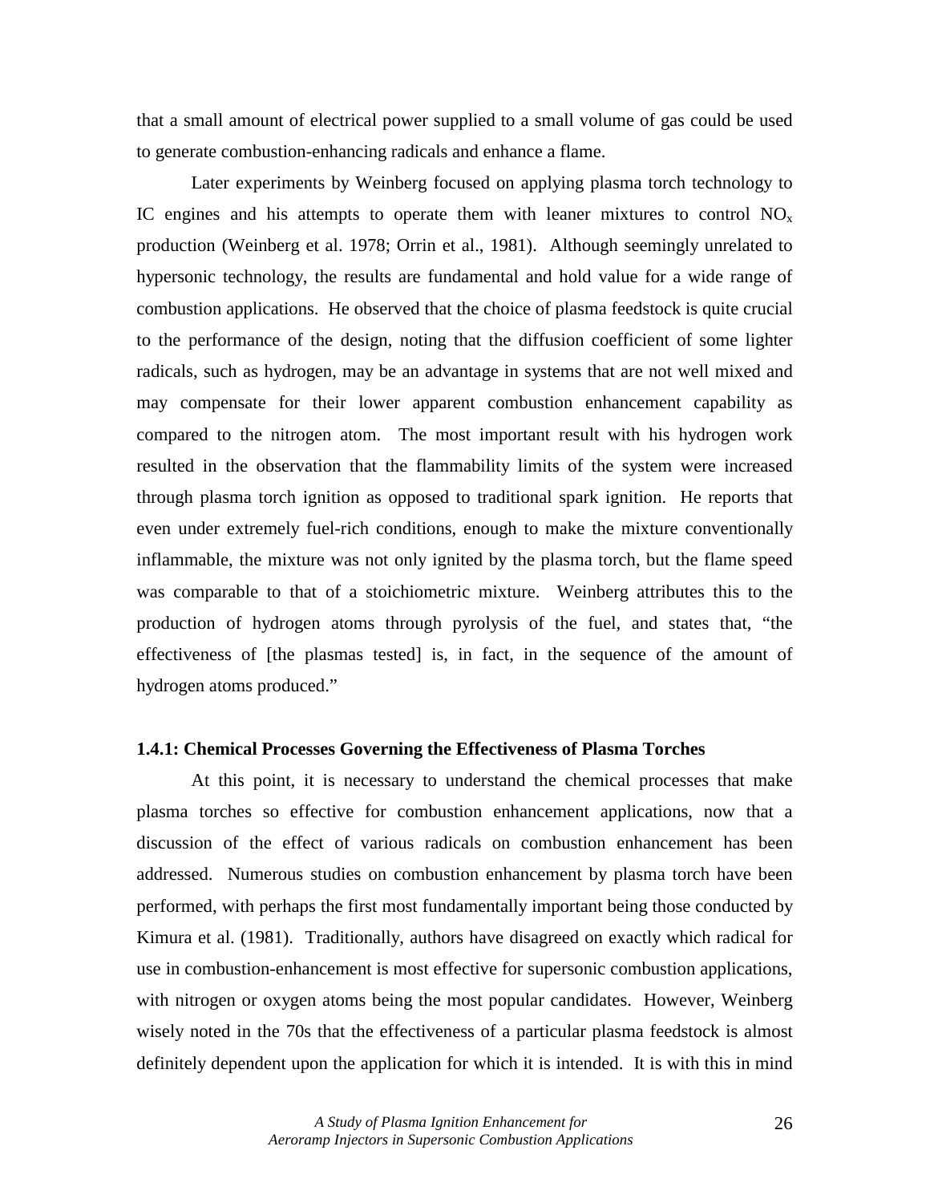that a small amount of electrical power supplied to a small volume of gas could be used to generate combustion-enhancing radicals and enhance a flame.

Later experiments by Weinberg focused on applying plasma torch technology to IC engines and his attempts to operate them with leaner mixtures to control $NO_x$ production (Weinberg et al. 1978; Orrin et al., 1981). Although seemingly unrelated to hypersonic technology, the results are fundamental and hold value for a wide range of combustion applications. He observed that the choice of plasma feedstock is quite crucial to the performance of the design, noting that the diffusion coefficient of some lighter radicals, such as hydrogen, may be an advantage in systems that are not well mixed and may compensate for their lower apparent combustion enhancement capability as compared to the nitrogen atom. The most important result with his hydrogen work resulted in the observation that the flammability limits of the system were increased through plasma torch ignition as opposed to traditional spark ignition. He reports that even under extremely fuel-rich conditions, enough to make the mixture conventionally inflammable, the mixture was not only ignited by the plasma torch, but the flame speed was comparable to that of a stoichiometric mixture. Weinberg attributes this to the production of hydrogen atoms through pyrolysis of the fuel, and states that, "the effectiveness of [the plasmas tested] is, in fact, in the sequence of the amount of hydrogen atoms produced."

### 1.4.1: Chemical Processes Governing the Effectiveness of Plasma Torches

At this point, it is necessary to understand the chemical processes that make plasma torches so effective for combustion enhancement applications, now that a discussion of the effect of various radicals on combustion enhancement has been addressed. Numerous studies on combustion enhancement by plasma torch have been performed, with perhaps the first most fundamentally important being those conducted by Kimura et al. (1981). Traditionally, authors have disagreed on exactly which radical for use in combustion-enhancement is most effective for supersonic combustion applications, with nitrogen or oxygen atoms being the most popular candidates. However, Weinberg wisely noted in the 70s that the effectiveness of a particular plasma feedstock is almost definitely dependent upon the application for which it is intended. It is with this in mind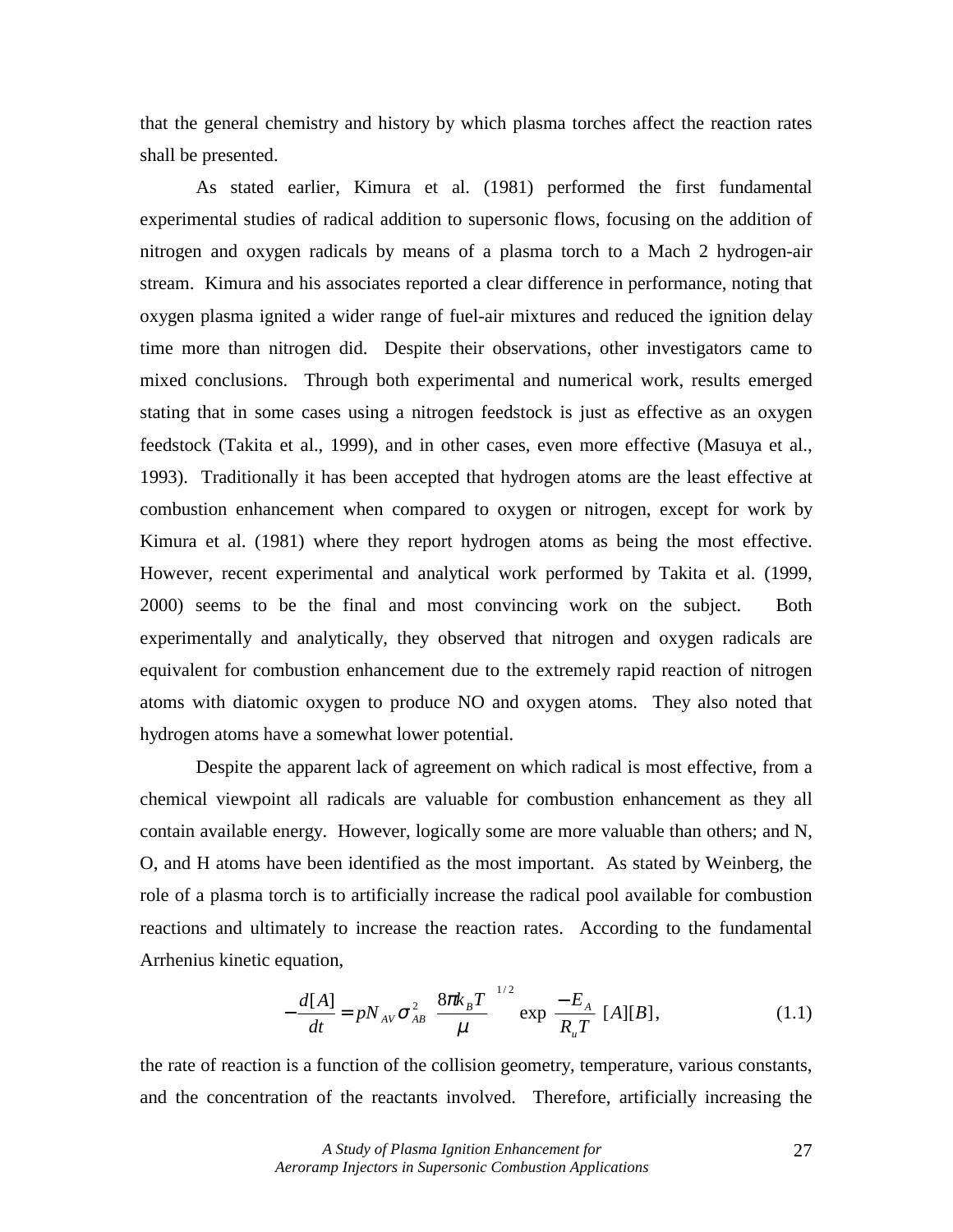that the general chemistry and history by which plasma torches affect the reaction rates shall be presented.

As stated earlier, Kimura et al. (1981) performed the first fundamental experimental studies of radical addition to supersonic flows, focusing on the addition of nitrogen and oxygen radicals by means of a plasma torch to a Mach 2 hydrogen-air stream. Kimura and his associates reported a clear difference in performance, noting that oxygen plasma ignited a wider range of fuel-air mixtures and reduced the ignition delay time more than nitrogen did. Despite their observations, other investigators came to mixed conclusions. Through both experimental and numerical work, results emerged stating that in some cases using a nitrogen feedstock is just as effective as an oxygen feedstock (Takita et al., 1999), and in other cases, even more effective (Masuya et al., 1993). Traditionally it has been accepted that hydrogen atoms are the least effective at combustion enhancement when compared to oxygen or nitrogen, except for work by Kimura et al. (1981) where they report hydrogen atoms as being the most effective. However, recent experimental and analytical work performed by Takita et al. (1999, 2000) seems to be the final and most convincing work on the subject. Both experimentally and analytically, they observed that nitrogen and oxygen radicals are equivalent for combustion enhancement due to the extremely rapid reaction of nitrogen atoms with diatomic oxygen to produce NO and oxygen atoms. They also noted that hydrogen atoms have a somewhat lower potential.

Despite the apparent lack of agreement on which radical is most effective, from a chemical viewpoint all radicals are valuable for combustion enhancement as they all contain available energy. However, logically some are more valuable than others; and N, O, and H atoms have been identified as the most important. As stated by Weinberg, the role of a plasma torch is to artificially increase the radical pool available for combustion reactions and ultimately to increase the reaction rates. According to the fundamental Arrhenius kinetic equation,

$$-\frac{d[A]}{dt} = pN_{AV}\sigma_{AB}^{2}\left(\frac{8\pi k_B T}{\mu}\right)^{1/2}\exp\left(\frac{-E_A}{R_u T}\right)[A][B], \tag{1.1}$$

the rate of reaction is a function of the collision geometry, temperature, various constants, and the concentration of the reactants involved. Therefore, artificially increasing the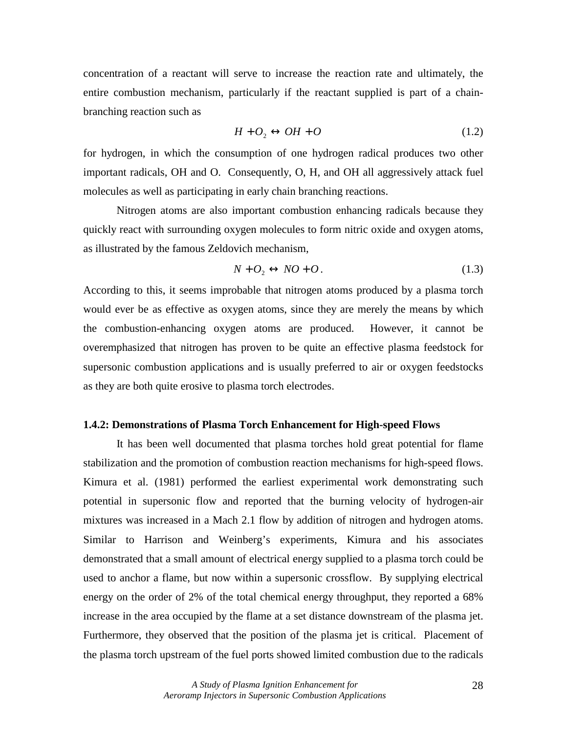concentration of a reactant will serve to increase the reaction rate and ultimately, the entire combustion mechanism, particularly if the reactant supplied is part of a chain-branching reaction such as

$$H + O_2 \leftrightarrow OH + O \tag{1.2}$$

for hydrogen, in which the consumption of one hydrogen radical produces two other important radicals, OH and O. Consequently, O, H, and OH all aggressively attack fuel molecules as well as participating in early chain branching reactions.

Nitrogen atoms are also important combustion enhancing radicals because they quickly react with surrounding oxygen molecules to form nitric oxide and oxygen atoms, as illustrated by the famous Zeldovich mechanism,

$$N + O_2 \leftrightarrow NO + O\,. \tag{1.3}$$

According to this, it seems improbable that nitrogen atoms produced by a plasma torch would ever be as effective as oxygen atoms, since they are merely the means by which the combustion-enhancing oxygen atoms are produced. However, it cannot be overemphasized that nitrogen has proven to be quite an effective plasma feedstock for supersonic combustion applications and is usually preferred to air or oxygen feedstocks as they are both quite erosive to plasma torch electrodes.

### 1.4.2: Demonstrations of Plasma Torch Enhancement for High-speed Flows

It has been well documented that plasma torches hold great potential for flame stabilization and the promotion of combustion reaction mechanisms for high-speed flows. Kimura et al. (1981) performed the earliest experimental work demonstrating such potential in supersonic flow and reported that the burning velocity of hydrogen-air mixtures was increased in a Mach 2.1 flow by addition of nitrogen and hydrogen atoms. Similar to Harrison and Weinberg's experiments, Kimura and his associates demonstrated that a small amount of electrical energy supplied to a plasma torch could be used to anchor a flame, but now within a supersonic crossflow. By supplying electrical energy on the order of 2% of the total chemical energy throughput, they reported a 68% increase in the area occupied by the flame at a set distance downstream of the plasma jet. Furthermore, they observed that the position of the plasma jet is critical. Placement of the plasma torch upstream of the fuel ports showed limited combustion due to the radicals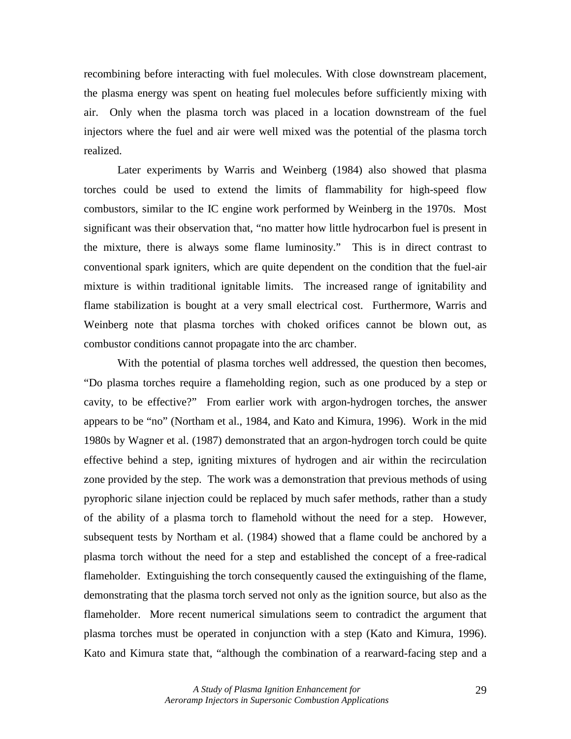recombining before interacting with fuel molecules. With close downstream placement, the plasma energy was spent on heating fuel molecules before sufficiently mixing with air. Only when the plasma torch was placed in a location downstream of the fuel injectors where the fuel and air were well mixed was the potential of the plasma torch realized.

Later experiments by Warris and Weinberg (1984) also showed that plasma torches could be used to extend the limits of flammability for high-speed flow combustors, similar to the IC engine work performed by Weinberg in the 1970s. Most significant was their observation that, "no matter how little hydrocarbon fuel is present in the mixture, there is always some flame luminosity." This is in direct contrast to conventional spark igniters, which are quite dependent on the condition that the fuel-air mixture is within traditional ignitable limits. The increased range of ignitability and flame stabilization is bought at a very small electrical cost. Furthermore, Warris and Weinberg note that plasma torches with choked orifices cannot be blown out, as combustor conditions cannot propagate into the arc chamber.

With the potential of plasma torches well addressed, the question then becomes, "Do plasma torches require a flameholding region, such as one produced by a step or cavity, to be effective?" From earlier work with argon-hydrogen torches, the answer appears to be "no" (Northam et al., 1984, and Kato and Kimura, 1996). Work in the mid 1980s by Wagner et al. (1987) demonstrated that an argon-hydrogen torch could be quite effective behind a step, igniting mixtures of hydrogen and air within the recirculation zone provided by the step. The work was a demonstration that previous methods of using pyrophoric silane injection could be replaced by much safer methods, rather than a study of the ability of a plasma torch to flamehold without the need for a step. However, subsequent tests by Northam et al. (1984) showed that a flame could be anchored by a plasma torch without the need for a step and established the concept of a free-radical flameholder. Extinguishing the torch consequently caused the extinguishing of the flame, demonstrating that the plasma torch served not only as the ignition source, but also as the flameholder. More recent numerical simulations seem to contradict the argument that plasma torches must be operated in conjunction with a step (Kato and Kimura, 1996). Kato and Kimura state that, "although the combination of a rearward-facing step and a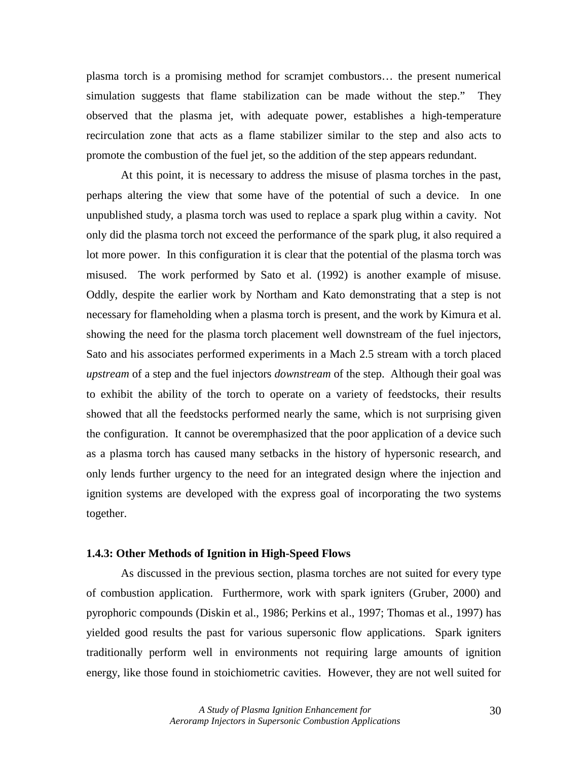plasma torch is a promising method for scramjet combustors… the present numerical simulation suggests that flame stabilization can be made without the step." They observed that the plasma jet, with adequate power, establishes a high-temperature recirculation zone that acts as a flame stabilizer similar to the step and also acts to promote the combustion of the fuel jet, so the addition of the step appears redundant.

At this point, it is necessary to address the misuse of plasma torches in the past, perhaps altering the view that some have of the potential of such a device. In one unpublished study, a plasma torch was used to replace a spark plug within a cavity. Not only did the plasma torch not exceed the performance of the spark plug, it also required a lot more power. In this configuration it is clear that the potential of the plasma torch was misused. The work performed by Sato et al. (1992) is another example of misuse. Oddly, despite the earlier work by Northam and Kato demonstrating that a step is not necessary for flameholding when a plasma torch is present, and the work by Kimura et al. showing the need for the plasma torch placement well downstream of the fuel injectors, Sato and his associates performed experiments in a Mach 2.5 stream with a torch placed *upstream* of a step and the fuel injectors *downstream* of the step. Although their goal was to exhibit the ability of the torch to operate on a variety of feedstocks, their results showed that all the feedstocks performed nearly the same, which is not surprising given the configuration. It cannot be overemphasized that the poor application of a device such as a plasma torch has caused many setbacks in the history of hypersonic research, and only lends further urgency to the need for an integrated design where the injection and ignition systems are developed with the express goal of incorporating the two systems together.

### 1.4.3: Other Methods of Ignition in High-Speed Flows

As discussed in the previous section, plasma torches are not suited for every type of combustion application. Furthermore, work with spark igniters (Gruber, 2000) and pyrophoric compounds (Diskin et al., 1986; Perkins et al., 1997; Thomas et al., 1997) has yielded good results the past for various supersonic flow applications. Spark igniters traditionally perform well in environments not requiring large amounts of ignition energy, like those found in stoichiometric cavities. However, they are not well suited for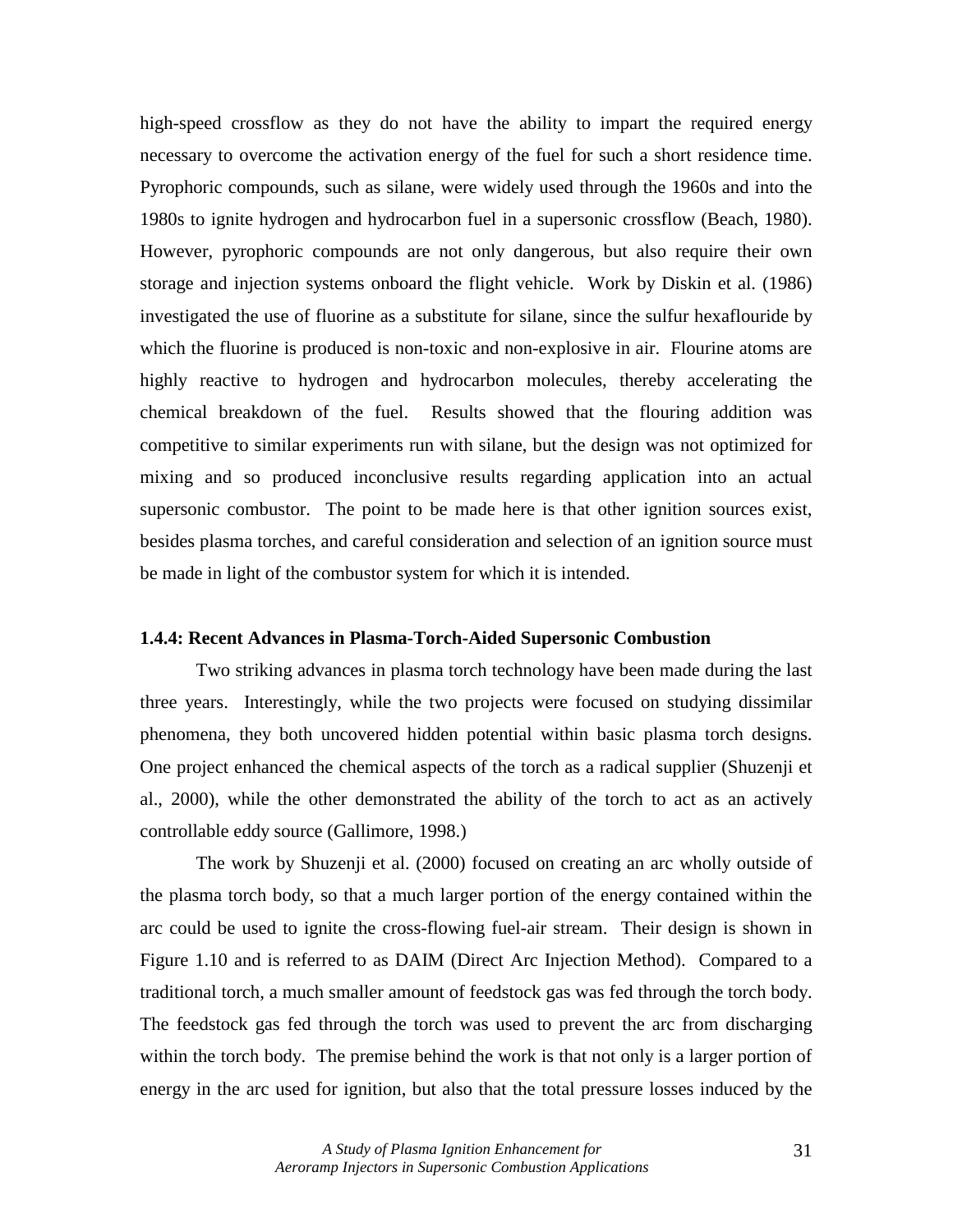high-speed crossflow as they do not have the ability to impart the required energy necessary to overcome the activation energy of the fuel for such a short residence time. Pyrophoric compounds, such as silane, were widely used through the 1960s and into the 1980s to ignite hydrogen and hydrocarbon fuel in a supersonic crossflow (Beach, 1980). However, pyrophoric compounds are not only dangerous, but also require their own storage and injection systems onboard the flight vehicle. Work by Diskin et al. (1986) investigated the use of fluorine as a substitute for silane, since the sulfur hexaflouride by which the fluorine is produced is non-toxic and non-explosive in air. Flourine atoms are highly reactive to hydrogen and hydrocarbon molecules, thereby accelerating the chemical breakdown of the fuel. Results showed that the flouring addition was competitive to similar experiments run with silane, but the design was not optimized for mixing and so produced inconclusive results regarding application into an actual supersonic combustor. The point to be made here is that other ignition sources exist, besides plasma torches, and careful consideration and selection of an ignition source must be made in light of the combustor system for which it is intended.

### 1.4.4: Recent Advances in Plasma-Torch-Aided Supersonic Combustion

Two striking advances in plasma torch technology have been made during the last three years. Interestingly, while the two projects were focused on studying dissimilar phenomena, they both uncovered hidden potential within basic plasma torch designs. One project enhanced the chemical aspects of the torch as a radical supplier (Shuzenji et al., 2000), while the other demonstrated the ability of the torch to act as an actively controllable eddy source (Gallimore, 1998.)

The work by Shuzenji et al. (2000) focused on creating an arc wholly outside of the plasma torch body, so that a much larger portion of the energy contained within the arc could be used to ignite the cross-flowing fuel-air stream. Their design is shown in Figure 1.10 and is referred to as DAIM (Direct Arc Injection Method). Compared to a traditional torch, a much smaller amount of feedstock gas was fed through the torch body. The feedstock gas fed through the torch was used to prevent the arc from discharging within the torch body. The premise behind the work is that not only is a larger portion of energy in the arc used for ignition, but also that the total pressure losses induced by the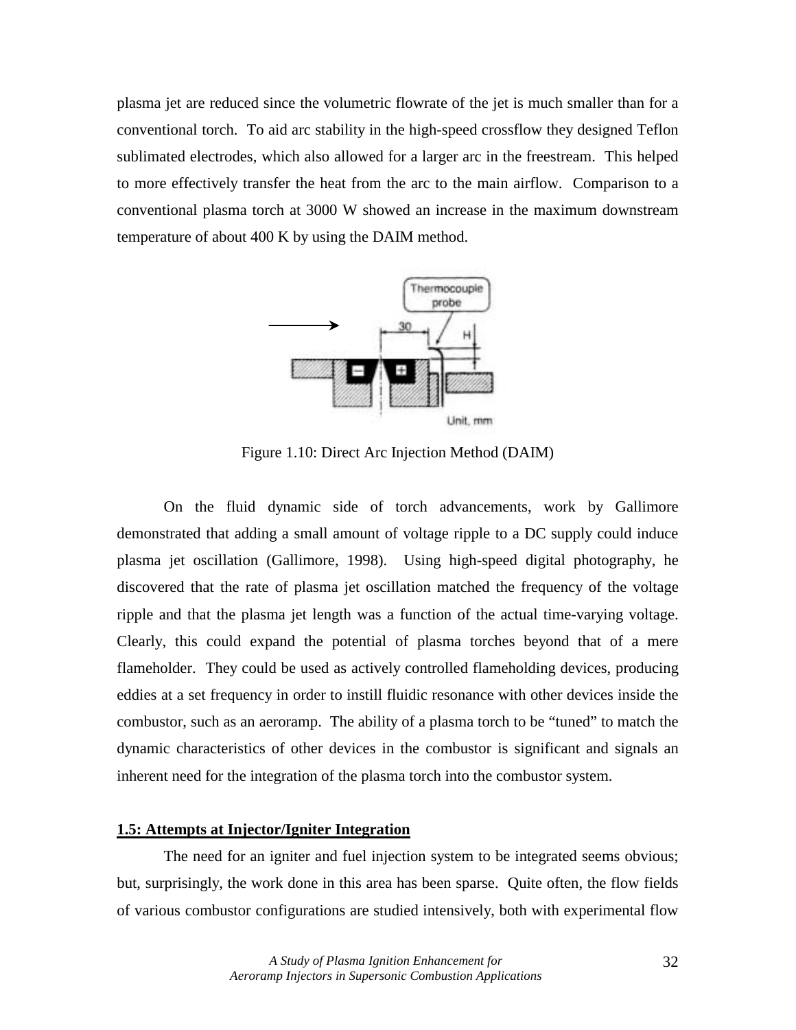plasma jet are reduced since the volumetric flowrate of the jet is much smaller than for a conventional torch. To aid arc stability in the high-speed crossflow they designed Teflon sublimated electrodes, which also allowed for a larger arc in the freestream. This helped to more effectively transfer the heat from the arc to the main airflow. Comparison to a conventional plasma torch at 3000 W showed an increase in the maximum downstream temperature of about 400 K by using the DAIM method.

Figure 1.10: Direct Arc Injection Method (DAIM)

On the fluid dynamic side of torch advancements, work by Gallimore demonstrated that adding a small amount of voltage ripple to a DC supply could induce plasma jet oscillation (Gallimore, 1998). Using high-speed digital photography, he discovered that the rate of plasma jet oscillation matched the frequency of the voltage ripple and that the plasma jet length was a function of the actual time-varying voltage. Clearly, this could expand the potential of plasma torches beyond that of a mere flameholder. They could be used as actively controlled flameholding devices, producing eddies at a set frequency in order to instill fluidic resonance with other devices inside the combustor, such as an aeroramp. The ability of a plasma torch to be "tuned" to match the dynamic characteristics of other devices in the combustor is significant and signals an inherent need for the integration of the plasma torch into the combustor system.

## 1.5: Attempts at Injector/Igniter Integration

The need for an igniter and fuel injection system to be integrated seems obvious; but, surprisingly, the work done in this area has been sparse. Quite often, the flow fields of various combustor configurations are studied intensively, both with experimental flow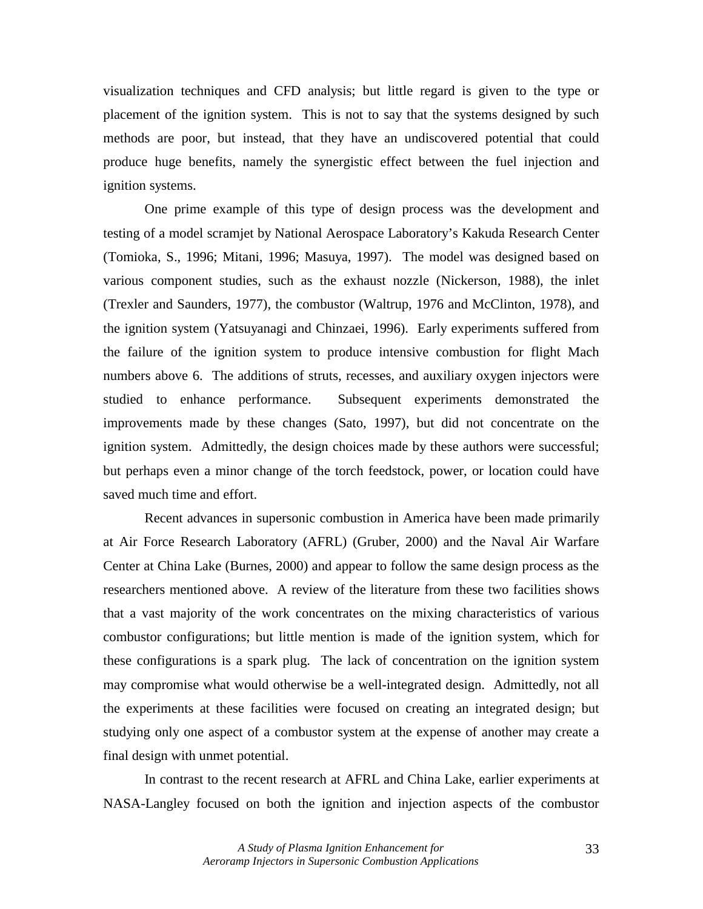visualization techniques and CFD analysis; but little regard is given to the type or placement of the ignition system. This is not to say that the systems designed by such methods are poor, but instead, that they have an undiscovered potential that could produce huge benefits, namely the synergistic effect between the fuel injection and ignition systems.

One prime example of this type of design process was the development and testing of a model scramjet by National Aerospace Laboratory's Kakuda Research Center (Tomioka, S., 1996; Mitani, 1996; Masuya, 1997). The model was designed based on various component studies, such as the exhaust nozzle (Nickerson, 1988), the inlet (Trexler and Saunders, 1977), the combustor (Waltrup, 1976 and McClinton, 1978), and the ignition system (Yatsuyanagi and Chinzaei, 1996). Early experiments suffered from the failure of the ignition system to produce intensive combustion for flight Mach numbers above 6. The additions of struts, recesses, and auxiliary oxygen injectors were studied to enhance performance. Subsequent experiments demonstrated the improvements made by these changes (Sato, 1997), but did not concentrate on the ignition system. Admittedly, the design choices made by these authors were successful; but perhaps even a minor change of the torch feedstock, power, or location could have saved much time and effort.

Recent advances in supersonic combustion in America have been made primarily at Air Force Research Laboratory (AFRL) (Gruber, 2000) and the Naval Air Warfare Center at China Lake (Burnes, 2000) and appear to follow the same design process as the researchers mentioned above. A review of the literature from these two facilities shows that a vast majority of the work concentrates on the mixing characteristics of various combustor configurations; but little mention is made of the ignition system, which for these configurations is a spark plug. The lack of concentration on the ignition system may compromise what would otherwise be a well-integrated design. Admittedly, not all the experiments at these facilities were focused on creating an integrated design; but studying only one aspect of a combustor system at the expense of another may create a final design with unmet potential.

In contrast to the recent research at AFRL and China Lake, earlier experiments at NASA-Langley focused on both the ignition and injection aspects of the combustor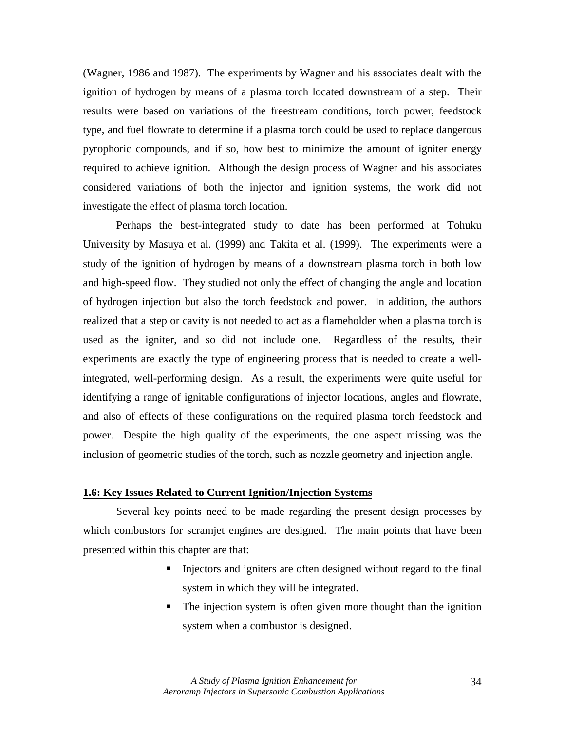(Wagner, 1986 and 1987). The experiments by Wagner and his associates dealt with the ignition of hydrogen by means of a plasma torch located downstream of a step. Their results were based on variations of the freestream conditions, torch power, feedstock type, and fuel flowrate to determine if a plasma torch could be used to replace dangerous pyrophoric compounds, and if so, how best to minimize the amount of igniter energy required to achieve ignition. Although the design process of Wagner and his associates considered variations of both the injector and ignition systems, the work did not investigate the effect of plasma torch location.

Perhaps the best-integrated study to date has been performed at Tohuku University by Masuya et al. (1999) and Takita et al. (1999). The experiments were a study of the ignition of hydrogen by means of a downstream plasma torch in both low and high-speed flow. They studied not only the effect of changing the angle and location of hydrogen injection but also the torch feedstock and power. In addition, the authors realized that a step or cavity is not needed to act as a flameholder when a plasma torch is used as the igniter, and so did not include one. Regardless of the results, their experiments are exactly the type of engineering process that is needed to create a well-integrated, well-performing design. As a result, the experiments were quite useful for identifying a range of ignitable configurations of injector locations, angles and flowrate, and also of effects of these configurations on the required plasma torch feedstock and power. Despite the high quality of the experiments, the one aspect missing was the inclusion of geometric studies of the torch, such as nozzle geometry and injection angle.

## 1.6: Key Issues Related to Current Ignition/Injection Systems

Several key points need to be made regarding the present design processes by which combustors for scramjet engines are designed. The main points that have been presented within this chapter are that:

- Injectors and igniters are often designed without regard to the final system in which they will be integrated.
- The injection system is often given more thought than the ignition system when a combustor is designed.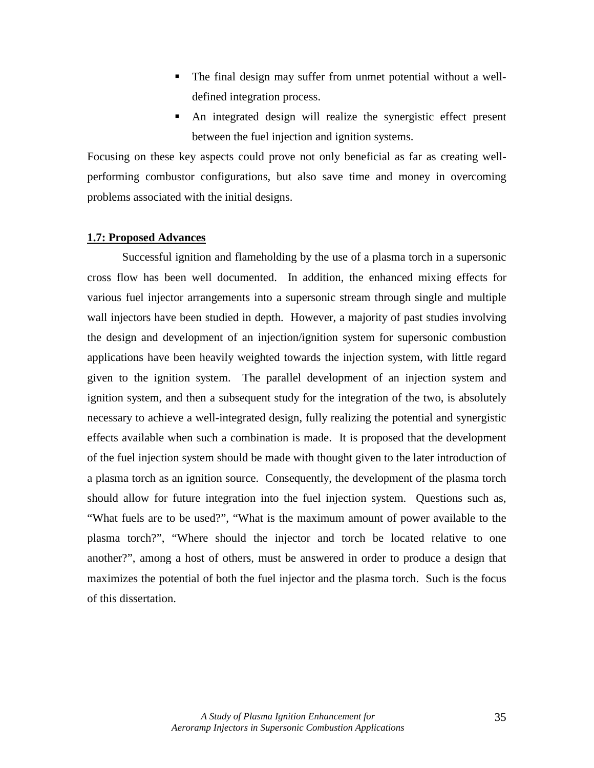- The final design may suffer from unmet potential without a well-defined integration process.
- An integrated design will realize the synergistic effect present between the fuel injection and ignition systems.

Focusing on these key aspects could prove not only beneficial as far as creating well-performing combustor configurations, but also save time and money in overcoming problems associated with the initial designs.

## 1.7: Proposed Advances

Successful ignition and flameholding by the use of a plasma torch in a supersonic cross flow has been well documented. In addition, the enhanced mixing effects for various fuel injector arrangements into a supersonic stream through single and multiple wall injectors have been studied in depth. However, a majority of past studies involving the design and development of an injection/ignition system for supersonic combustion applications have been heavily weighted towards the injection system, with little regard given to the ignition system. The parallel development of an injection system and ignition system, and then a subsequent study for the integration of the two, is absolutely necessary to achieve a well-integrated design, fully realizing the potential and synergistic effects available when such a combination is made. It is proposed that the development of the fuel injection system should be made with thought given to the later introduction of a plasma torch as an ignition source. Consequently, the development of the plasma torch should allow for future integration into the fuel injection system. Questions such as, "What fuels are to be used?", "What is the maximum amount of power available to the plasma torch?", "Where should the injector and torch be located relative to one another?", among a host of others, must be answered in order to produce a design that maximizes the potential of both the fuel injector and the plasma torch. Such is the focus of this dissertation.